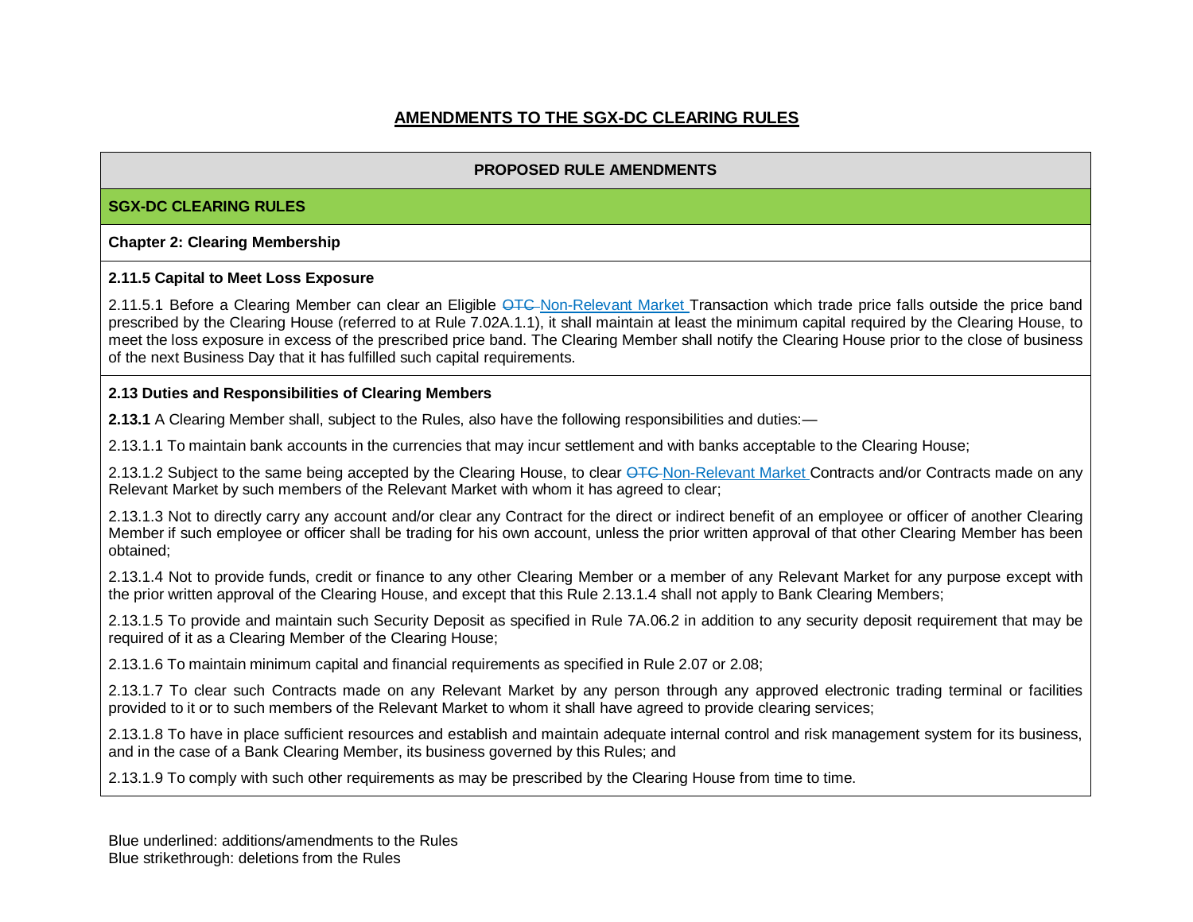# AMENDMENTS TO THE SGX-DC CLEARING RULES

| PROPOSED RULE AMENDMENTS |
|---|
| **SGX-DC CLEARING RULES** |
| **Chapter 2: Clearing Membership** |
| **2.11.5 Capital to Meet Loss Exposure**<br><br>2.11.5.1 Before a Clearing Member can clear an Eligible ~~OTC~~ <u>Non-Relevant Market</u> Transaction which trade price falls outside the price band prescribed by the Clearing House (referred to at Rule 7.02A.1.1), it shall maintain at least the minimum capital required by the Clearing House, to meet the loss exposure in excess of the prescribed price band. The Clearing Member shall notify the Clearing House prior to the close of business of the next Business Day that it has fulfilled such capital requirements. |
| **2.13 Duties and Responsibilities of Clearing Members**<br><br>**2.13.1** A Clearing Member shall, subject to the Rules, also have the following responsibilities and duties:—<br><br>2.13.1.1 To maintain bank accounts in the currencies that may incur settlement and with banks acceptable to the Clearing House;<br><br>2.13.1.2 Subject to the same being accepted by the Clearing House, to clear ~~OTC~~ <u>Non-Relevant Market</u> Contracts and/or Contracts made on any Relevant Market by such members of the Relevant Market with whom it has agreed to clear;<br><br>2.13.1.3 Not to directly carry any account and/or clear any Contract for the direct or indirect benefit of an employee or officer of another Clearing Member if such employee or officer shall be trading for his own account, unless the prior written approval of that other Clearing Member has been obtained;<br><br>2.13.1.4 Not to provide funds, credit or finance to any other Clearing Member or a member of any Relevant Market for any purpose except with the prior written approval of the Clearing House, and except that this Rule 2.13.1.4 shall not apply to Bank Clearing Members;<br><br>2.13.1.5 To provide and maintain such Security Deposit as specified in Rule 7A.06.2 in addition to any security deposit requirement that may be required of it as a Clearing Member of the Clearing House;<br><br>2.13.1.6 To maintain minimum capital and financial requirements as specified in Rule 2.07 or 2.08;<br><br>2.13.1.7 To clear such Contracts made on any Relevant Market by any person through any approved electronic trading terminal or facilities provided to it or to such members of the Relevant Market to whom it shall have agreed to provide clearing services;<br><br>2.13.1.8 To have in place sufficient resources and establish and maintain adequate internal control and risk management system for its business, and in the case of a Bank Clearing Member, its business governed by this Rules; and<br><br>2.13.1.9 To comply with such other requirements as may be prescribed by the Clearing House from time to time. |

Blue underlined: additions/amendments to the Rules
Blue strikethrough: deletions from the Rules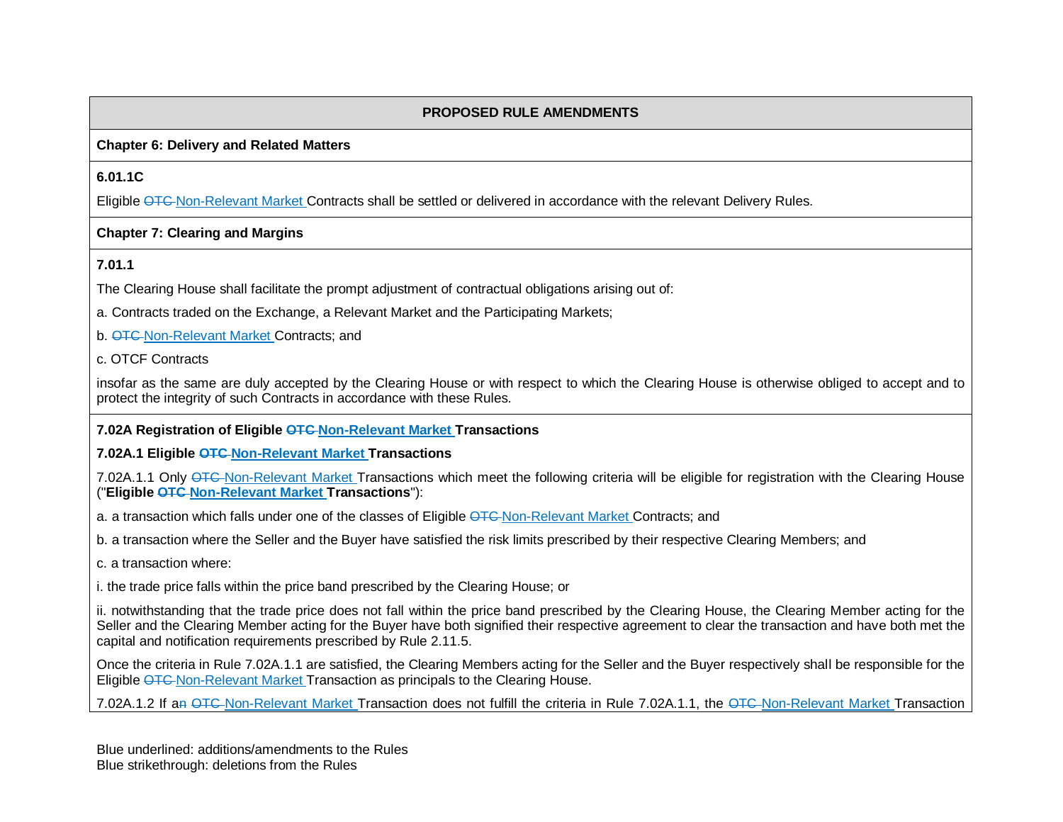**PROPOSED RULE AMENDMENTS**

**Chapter 6: Delivery and Related Matters**

**6.01.1C**

Eligible ~~OTC~~ <u>Non-Relevant Market</u> Contracts shall be settled or delivered in accordance with the relevant Delivery Rules.

**Chapter 7: Clearing and Margins**

**7.01.1**

The Clearing House shall facilitate the prompt adjustment of contractual obligations arising out of:

a. Contracts traded on the Exchange, a Relevant Market and the Participating Markets;

b. ~~OTC~~ <u>Non-Relevant Market</u> Contracts; and

c. OTCF Contracts

insofar as the same are duly accepted by the Clearing House or with respect to which the Clearing House is otherwise obliged to accept and to protect the integrity of such Contracts in accordance with these Rules.

**7.02A Registration of Eligible ~~OTC~~ <u>Non-Relevant Market</u> Transactions**

**7.02A.1 Eligible ~~OTC~~ <u>Non-Relevant Market</u> Transactions**

7.02A.1.1 Only ~~OTC~~ <u>Non-Relevant Market</u> Transactions which meet the following criteria will be eligible for registration with the Clearing House ("**Eligible ~~OTC~~ <u>Non-Relevant Market</u> Transactions**"):

a. a transaction which falls under one of the classes of Eligible ~~OTC~~ <u>Non-Relevant Market</u> Contracts; and

b. a transaction where the Seller and the Buyer have satisfied the risk limits prescribed by their respective Clearing Members; and

c. a transaction where:

i. the trade price falls within the price band prescribed by the Clearing House; or

ii. notwithstanding that the trade price does not fall within the price band prescribed by the Clearing House, the Clearing Member acting for the Seller and the Clearing Member acting for the Buyer have both signified their respective agreement to clear the transaction and have both met the capital and notification requirements prescribed by Rule 2.11.5.

Once the criteria in Rule 7.02A.1.1 are satisfied, the Clearing Members acting for the Seller and the Buyer respectively shall be responsible for the Eligible ~~OTC~~ <u>Non-Relevant Market</u> Transaction as principals to the Clearing House.

7.02A.1.2 If a~~n~~ ~~OTC~~ <u>Non-Relevant Market</u> Transaction does not fulfill the criteria in Rule 7.02A.1.1, the ~~OTC~~ <u>Non-Relevant Market</u> Transaction

Blue underlined: additions/amendments to the Rules
Blue strikethrough: deletions from the Rules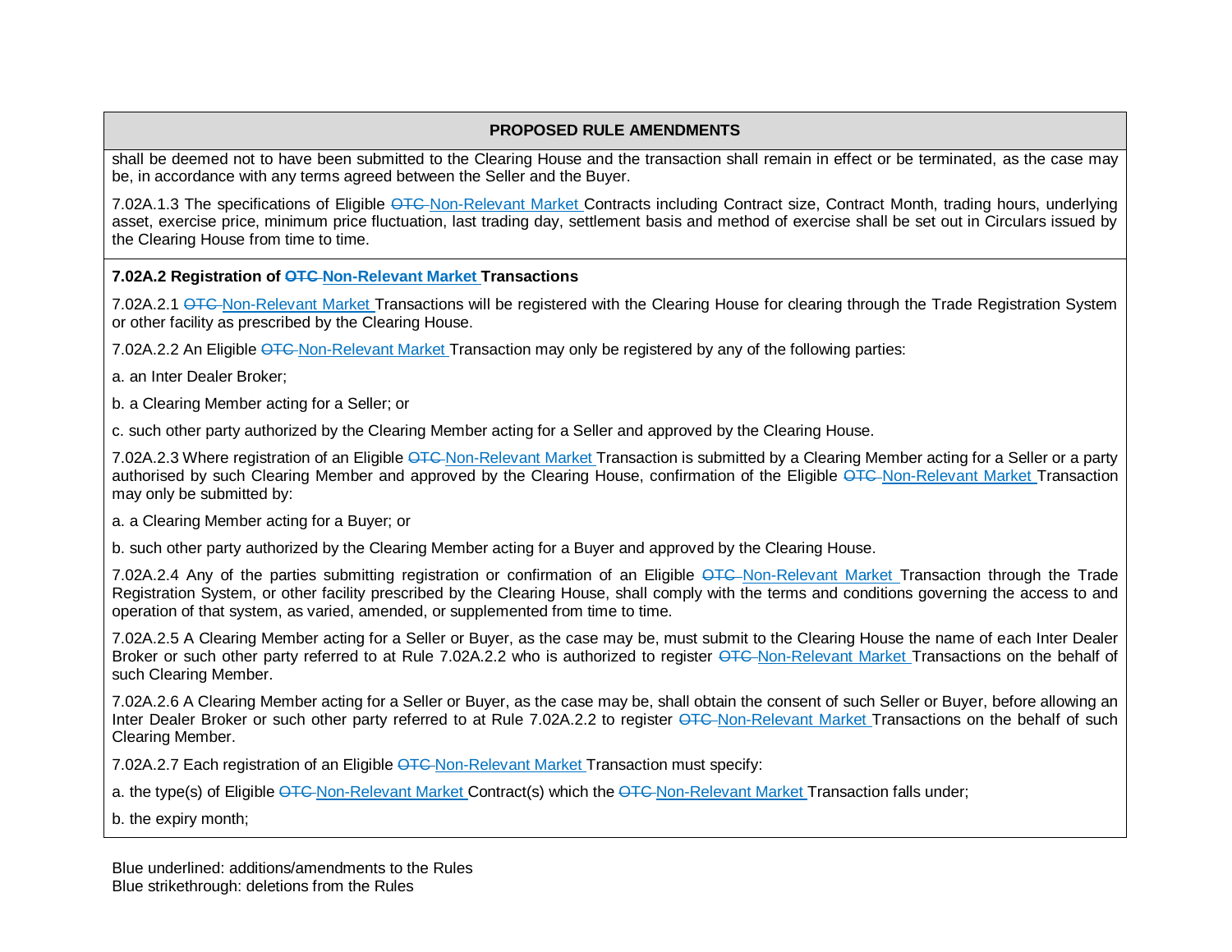| PROPOSED RULE AMENDMENTS |
|---|
| shall be deemed not to have been submitted to the Clearing House and the transaction shall remain in effect or be terminated, as the case may be, in accordance with any terms agreed between the Seller and the Buyer.<br><br>7.02A.1.3 The specifications of Eligible ~~OTC~~ Non-Relevant Market Contracts including Contract size, Contract Month, trading hours, underlying asset, exercise price, minimum price fluctuation, last trading day, settlement basis and method of exercise shall be set out in Circulars issued by the Clearing House from time to time. |
| **7.02A.2 Registration of ~~OTC~~ Non-Relevant Market Transactions**<br><br>7.02A.2.1 ~~OTC~~ Non-Relevant Market Transactions will be registered with the Clearing House for clearing through the Trade Registration System or other facility as prescribed by the Clearing House.<br><br>7.02A.2.2 An Eligible ~~OTC~~ Non-Relevant Market Transaction may only be registered by any of the following parties:<br><br>a. an Inter Dealer Broker;<br><br>b. a Clearing Member acting for a Seller; or<br><br>c. such other party authorized by the Clearing Member acting for a Seller and approved by the Clearing House.<br><br>7.02A.2.3 Where registration of an Eligible ~~OTC~~ Non-Relevant Market Transaction is submitted by a Clearing Member acting for a Seller or a party authorised by such Clearing Member and approved by the Clearing House, confirmation of the Eligible ~~OTC~~ Non-Relevant Market Transaction may only be submitted by:<br><br>a. a Clearing Member acting for a Buyer; or<br><br>b. such other party authorized by the Clearing Member acting for a Buyer and approved by the Clearing House.<br><br>7.02A.2.4 Any of the parties submitting registration or confirmation of an Eligible ~~OTC~~ Non-Relevant Market Transaction through the Trade Registration System, or other facility prescribed by the Clearing House, shall comply with the terms and conditions governing the access to and operation of that system, as varied, amended, or supplemented from time to time.<br><br>7.02A.2.5 A Clearing Member acting for a Seller or Buyer, as the case may be, must submit to the Clearing House the name of each Inter Dealer Broker or such other party referred to at Rule 7.02A.2.2 who is authorized to register ~~OTC~~ Non-Relevant Market Transactions on the behalf of such Clearing Member.<br><br>7.02A.2.6 A Clearing Member acting for a Seller or Buyer, as the case may be, shall obtain the consent of such Seller or Buyer, before allowing an Inter Dealer Broker or such other party referred to at Rule 7.02A.2.2 to register ~~OTC~~ Non-Relevant Market Transactions on the behalf of such Clearing Member.<br><br>7.02A.2.7 Each registration of an Eligible ~~OTC~~ Non-Relevant Market Transaction must specify:<br><br>a. the type(s) of Eligible ~~OTC~~ Non-Relevant Market Contract(s) which the ~~OTC~~ Non-Relevant Market Transaction falls under;<br><br>b. the expiry month; |

Blue underlined: additions/amendments to the Rules
Blue strikethrough: deletions from the Rules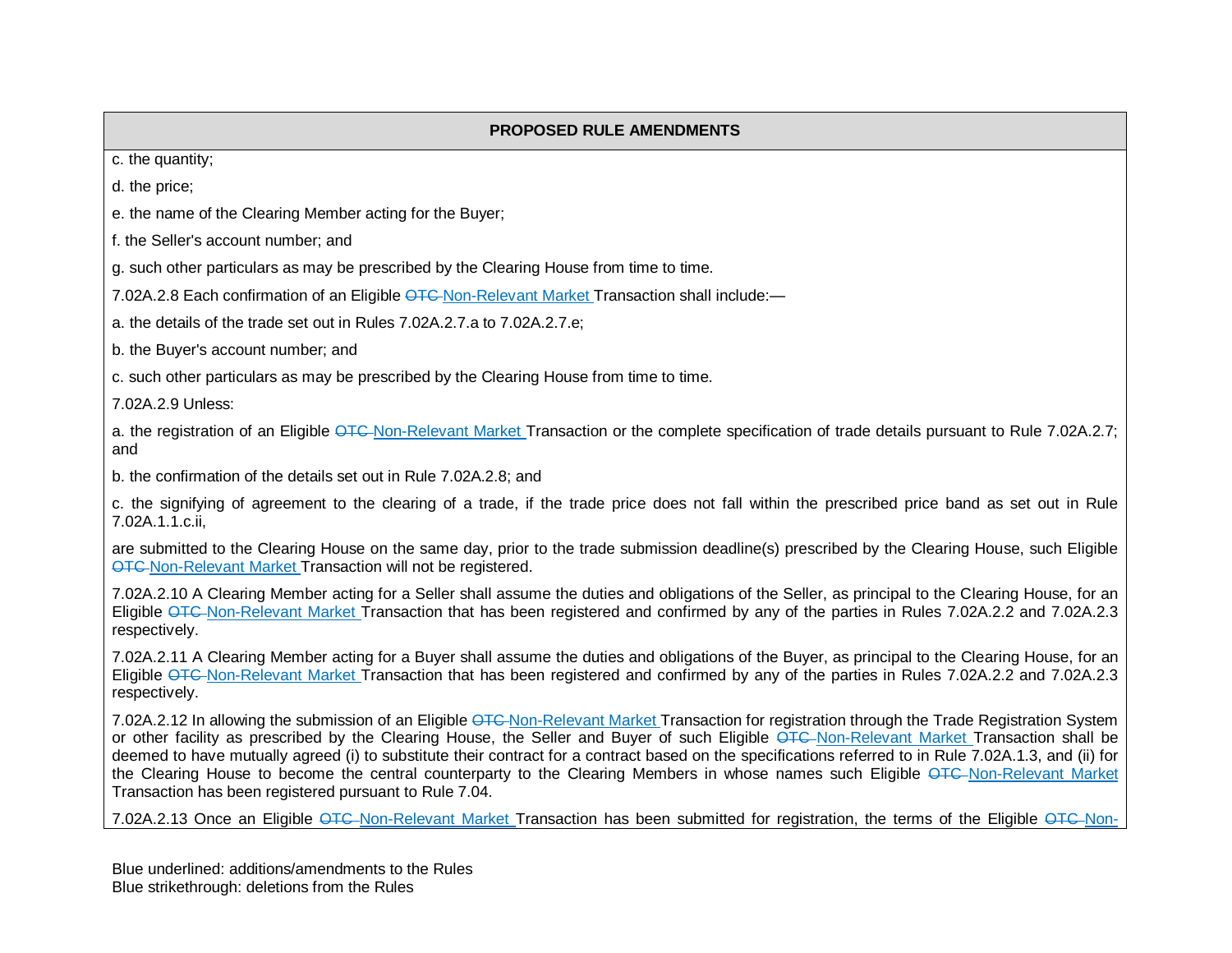**PROPOSED RULE AMENDMENTS**

c. the quantity;

d. the price;

e. the name of the Clearing Member acting for the Buyer;

f. the Seller's account number; and

g. such other particulars as may be prescribed by the Clearing House from time to time.

7.02A.2.8 Each confirmation of an Eligible ~~OTC~~ Non-Relevant Market Transaction shall include:—

a. the details of the trade set out in Rules 7.02A.2.7.a to 7.02A.2.7.e;

b. the Buyer's account number; and

c. such other particulars as may be prescribed by the Clearing House from time to time.

7.02A.2.9 Unless:

a. the registration of an Eligible ~~OTC~~ Non-Relevant Market Transaction or the complete specification of trade details pursuant to Rule 7.02A.2.7; and

b. the confirmation of the details set out in Rule 7.02A.2.8; and

c. the signifying of agreement to the clearing of a trade, if the trade price does not fall within the prescribed price band as set out in Rule 7.02A.1.1.c.ii,

are submitted to the Clearing House on the same day, prior to the trade submission deadline(s) prescribed by the Clearing House, such Eligible ~~OTC~~ Non-Relevant Market Transaction will not be registered.

7.02A.2.10 A Clearing Member acting for a Seller shall assume the duties and obligations of the Seller, as principal to the Clearing House, for an Eligible ~~OTC~~ Non-Relevant Market Transaction that has been registered and confirmed by any of the parties in Rules 7.02A.2.2 and 7.02A.2.3 respectively.

7.02A.2.11 A Clearing Member acting for a Buyer shall assume the duties and obligations of the Buyer, as principal to the Clearing House, for an Eligible ~~OTC~~ Non-Relevant Market Transaction that has been registered and confirmed by any of the parties in Rules 7.02A.2.2 and 7.02A.2.3 respectively.

7.02A.2.12 In allowing the submission of an Eligible ~~OTC~~ Non-Relevant Market Transaction for registration through the Trade Registration System or other facility as prescribed by the Clearing House, the Seller and Buyer of such Eligible ~~OTC~~ Non-Relevant Market Transaction shall be deemed to have mutually agreed (i) to substitute their contract for a contract based on the specifications referred to in Rule 7.02A.1.3, and (ii) for the Clearing House to become the central counterparty to the Clearing Members in whose names such Eligible ~~OTC~~ Non-Relevant Market Transaction has been registered pursuant to Rule 7.04.

7.02A.2.13 Once an Eligible ~~OTC~~ Non-Relevant Market Transaction has been submitted for registration, the terms of the Eligible ~~OTC~~ Non-

Blue underlined: additions/amendments to the Rules
Blue strikethrough: deletions from the Rules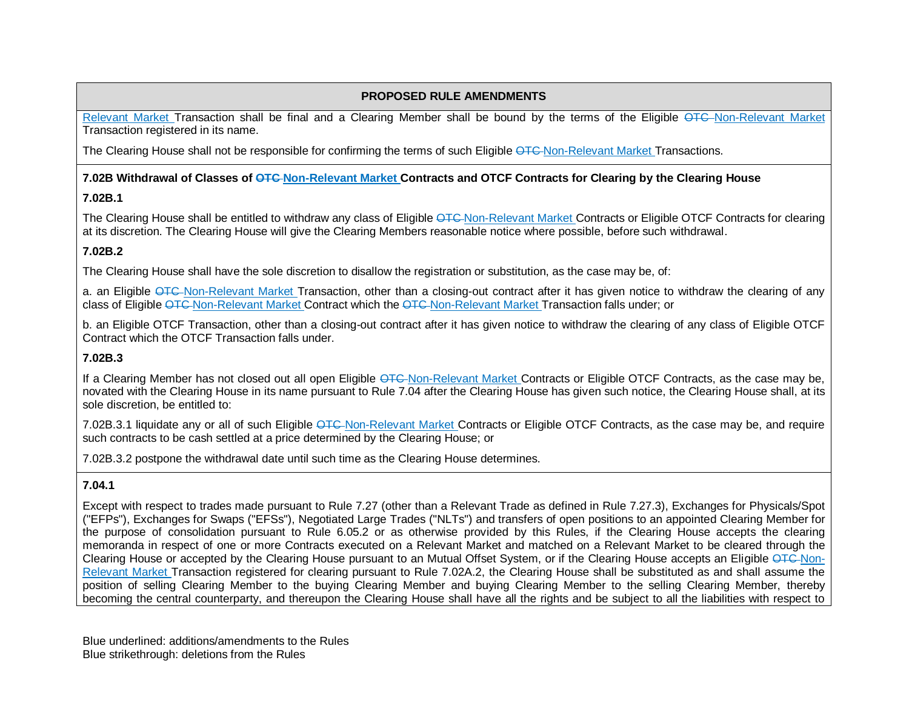**PROPOSED RULE AMENDMENTS**

Relevant Market Transaction shall be final and a Clearing Member shall be bound by the terms of the Eligible ~~OTC~~ Non-Relevant Market Transaction registered in its name.

The Clearing House shall not be responsible for confirming the terms of such Eligible ~~OTC~~ Non-Relevant Market Transactions.

**7.02B Withdrawal of Classes of ~~OTC~~ Non-Relevant Market Contracts and OTCF Contracts for Clearing by the Clearing House**

**7.02B.1**

The Clearing House shall be entitled to withdraw any class of Eligible ~~OTC~~ Non-Relevant Market Contracts or Eligible OTCF Contracts for clearing at its discretion. The Clearing House will give the Clearing Members reasonable notice where possible, before such withdrawal.

**7.02B.2**

The Clearing House shall have the sole discretion to disallow the registration or substitution, as the case may be, of:

a. an Eligible ~~OTC~~ Non-Relevant Market Transaction, other than a closing-out contract after it has given notice to withdraw the clearing of any class of Eligible ~~OTC~~ Non-Relevant Market Contract which the ~~OTC~~ Non-Relevant Market Transaction falls under; or

b. an Eligible OTCF Transaction, other than a closing-out contract after it has given notice to withdraw the clearing of any class of Eligible OTCF Contract which the OTCF Transaction falls under.

**7.02B.3**

If a Clearing Member has not closed out all open Eligible ~~OTC~~ Non-Relevant Market Contracts or Eligible OTCF Contracts, as the case may be, novated with the Clearing House in its name pursuant to Rule 7.04 after the Clearing House has given such notice, the Clearing House shall, at its sole discretion, be entitled to:

7.02B.3.1 liquidate any or all of such Eligible ~~OTC~~ Non-Relevant Market Contracts or Eligible OTCF Contracts, as the case may be, and require such contracts to be cash settled at a price determined by the Clearing House; or

7.02B.3.2 postpone the withdrawal date until such time as the Clearing House determines.

**7.04.1**

Except with respect to trades made pursuant to Rule 7.27 (other than a Relevant Trade as defined in Rule 7.27.3), Exchanges for Physicals/Spot ("EFPs"), Exchanges for Swaps ("EFSs"), Negotiated Large Trades ("NLTs") and transfers of open positions to an appointed Clearing Member for the purpose of consolidation pursuant to Rule 6.05.2 or as otherwise provided by this Rules, if the Clearing House accepts the clearing memoranda in respect of one or more Contracts executed on a Relevant Market and matched on a Relevant Market to be cleared through the Clearing House or accepted by the Clearing House pursuant to an Mutual Offset System, or if the Clearing House accepts an Eligible ~~OTC~~ Non-Relevant Market Transaction registered for clearing pursuant to Rule 7.02A.2, the Clearing House shall be substituted as and shall assume the position of selling Clearing Member to the buying Clearing Member and buying Clearing Member to the selling Clearing Member, thereby becoming the central counterparty, and thereupon the Clearing House shall have all the rights and be subject to all the liabilities with respect to

Blue underlined: additions/amendments to the Rules
Blue strikethrough: deletions from the Rules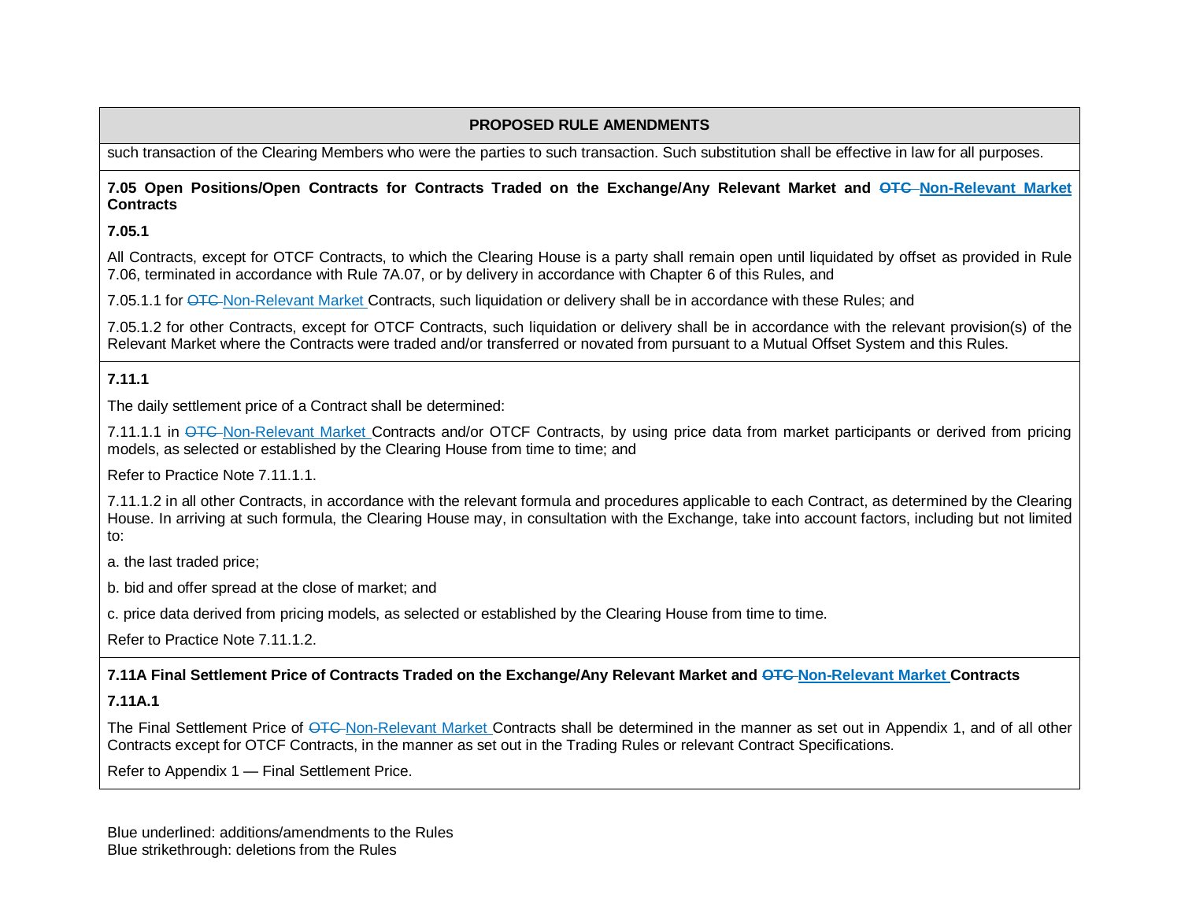**PROPOSED RULE AMENDMENTS**

such transaction of the Clearing Members who were the parties to such transaction. Such substitution shall be effective in law for all purposes.

**7.05 Open Positions/Open Contracts for Contracts Traded on the Exchange/Any Relevant Market and ~~OTC~~ Non-Relevant Market Contracts**

**7.05.1**

All Contracts, except for OTCF Contracts, to which the Clearing House is a party shall remain open until liquidated by offset as provided in Rule 7.06, terminated in accordance with Rule 7A.07, or by delivery in accordance with Chapter 6 of this Rules, and

7.05.1.1 for ~~OTC~~ Non-Relevant Market Contracts, such liquidation or delivery shall be in accordance with these Rules; and

7.05.1.2 for other Contracts, except for OTCF Contracts, such liquidation or delivery shall be in accordance with the relevant provision(s) of the Relevant Market where the Contracts were traded and/or transferred or novated from pursuant to a Mutual Offset System and this Rules.

**7.11.1**

The daily settlement price of a Contract shall be determined:

7.11.1.1 in ~~OTC~~ Non-Relevant Market Contracts and/or OTCF Contracts, by using price data from market participants or derived from pricing models, as selected or established by the Clearing House from time to time; and

Refer to Practice Note 7.11.1.1.

7.11.1.2 in all other Contracts, in accordance with the relevant formula and procedures applicable to each Contract, as determined by the Clearing House. In arriving at such formula, the Clearing House may, in consultation with the Exchange, take into account factors, including but not limited to:

a. the last traded price;

b. bid and offer spread at the close of market; and

c. price data derived from pricing models, as selected or established by the Clearing House from time to time.

Refer to Practice Note 7.11.1.2.

**7.11A Final Settlement Price of Contracts Traded on the Exchange/Any Relevant Market and ~~OTC~~ Non-Relevant Market Contracts**

**7.11A.1**

The Final Settlement Price of ~~OTC~~ Non-Relevant Market Contracts shall be determined in the manner as set out in Appendix 1, and of all other Contracts except for OTCF Contracts, in the manner as set out in the Trading Rules or relevant Contract Specifications.

Refer to Appendix 1 — Final Settlement Price.

Blue underlined: additions/amendments to the Rules
Blue strikethrough: deletions from the Rules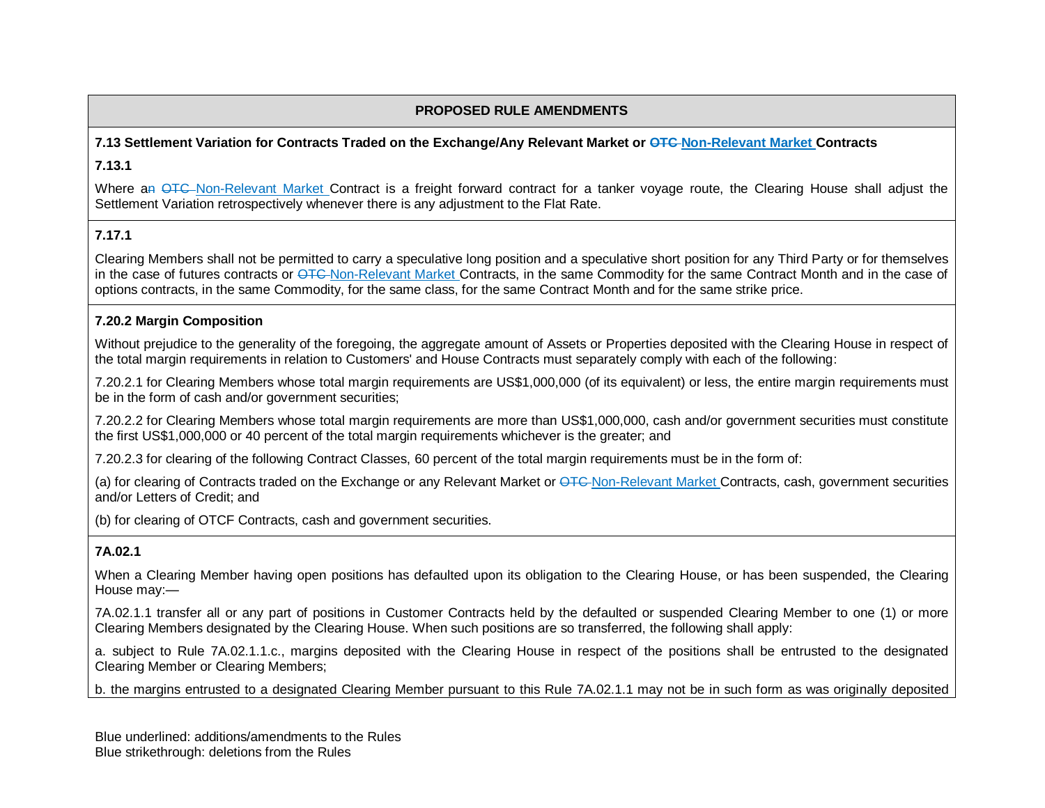| PROPOSED RULE AMENDMENTS |
|---|
| **7.13 Settlement Variation for Contracts Traded on the Exchange/Any Relevant Market or ~~OTC~~ <u>Non-Relevant Market</u> Contracts**<br><br>**7.13.1**<br><br>Where a~~n~~ ~~OTC~~ <u>Non-Relevant Market</u> Contract is a freight forward contract for a tanker voyage route, the Clearing House shall adjust the Settlement Variation retrospectively whenever there is any adjustment to the Flat Rate. |
| **7.17.1**<br><br>Clearing Members shall not be permitted to carry a speculative long position and a speculative short position for any Third Party or for themselves in the case of futures contracts or ~~OTC~~ <u>Non-Relevant Market</u> Contracts, in the same Commodity for the same Contract Month and in the case of options contracts, in the same Commodity, for the same class, for the same Contract Month and for the same strike price. |
| **7.20.2 Margin Composition**<br><br>Without prejudice to the generality of the foregoing, the aggregate amount of Assets or Properties deposited with the Clearing House in respect of the total margin requirements in relation to Customers' and House Contracts must separately comply with each of the following:<br><br>7.20.2.1 for Clearing Members whose total margin requirements are US$1,000,000 (of its equivalent) or less, the entire margin requirements must be in the form of cash and/or government securities;<br><br>7.20.2.2 for Clearing Members whose total margin requirements are more than US$1,000,000, cash and/or government securities must constitute the first US$1,000,000 or 40 percent of the total margin requirements whichever is the greater; and<br><br>7.20.2.3 for clearing of the following Contract Classes, 60 percent of the total margin requirements must be in the form of:<br><br>(a) for clearing of Contracts traded on the Exchange or any Relevant Market or ~~OTC~~ <u>Non-Relevant Market</u> Contracts, cash, government securities and/or Letters of Credit; and<br><br>(b) for clearing of OTCF Contracts, cash and government securities. |
| **7A.02.1**<br><br>When a Clearing Member having open positions has defaulted upon its obligation to the Clearing House, or has been suspended, the Clearing House may:—<br><br>7A.02.1.1 transfer all or any part of positions in Customer Contracts held by the defaulted or suspended Clearing Member to one (1) or more Clearing Members designated by the Clearing House. When such positions are so transferred, the following shall apply:<br><br>a. subject to Rule 7A.02.1.1.c., margins deposited with the Clearing House in respect of the positions shall be entrusted to the designated Clearing Member or Clearing Members;<br><br>b. the margins entrusted to a designated Clearing Member pursuant to this Rule 7A.02.1.1 may not be in such form as was originally deposited |

Blue underlined: additions/amendments to the Rules
Blue strikethrough: deletions from the Rules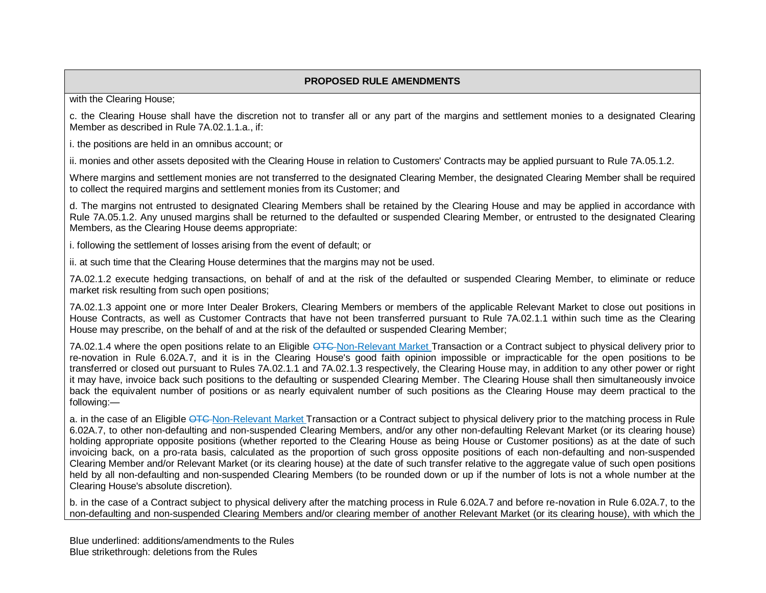**PROPOSED RULE AMENDMENTS**

with the Clearing House;

c. the Clearing House shall have the discretion not to transfer all or any part of the margins and settlement monies to a designated Clearing Member as described in Rule 7A.02.1.1.a., if:

i. the positions are held in an omnibus account; or

ii. monies and other assets deposited with the Clearing House in relation to Customers' Contracts may be applied pursuant to Rule 7A.05.1.2.

Where margins and settlement monies are not transferred to the designated Clearing Member, the designated Clearing Member shall be required to collect the required margins and settlement monies from its Customer; and

d. The margins not entrusted to designated Clearing Members shall be retained by the Clearing House and may be applied in accordance with Rule 7A.05.1.2. Any unused margins shall be returned to the defaulted or suspended Clearing Member, or entrusted to the designated Clearing Members, as the Clearing House deems appropriate:

i. following the settlement of losses arising from the event of default; or

ii. at such time that the Clearing House determines that the margins may not be used.

7A.02.1.2 execute hedging transactions, on behalf of and at the risk of the defaulted or suspended Clearing Member, to eliminate or reduce market risk resulting from such open positions;

7A.02.1.3 appoint one or more Inter Dealer Brokers, Clearing Members or members of the applicable Relevant Market to close out positions in House Contracts, as well as Customer Contracts that have not been transferred pursuant to Rule 7A.02.1.1 within such time as the Clearing House may prescribe, on the behalf of and at the risk of the defaulted or suspended Clearing Member;

7A.02.1.4 where the open positions relate to an Eligible ~~OTC~~ Non-Relevant Market Transaction or a Contract subject to physical delivery prior to re-novation in Rule 6.02A.7, and it is in the Clearing House's good faith opinion impossible or impracticable for the open positions to be transferred or closed out pursuant to Rules 7A.02.1.1 and 7A.02.1.3 respectively, the Clearing House may, in addition to any other power or right it may have, invoice back such positions to the defaulting or suspended Clearing Member. The Clearing House shall then simultaneously invoice back the equivalent number of positions or as nearly equivalent number of such positions as the Clearing House may deem practical to the following:—

a. in the case of an Eligible ~~OTC~~ Non-Relevant Market Transaction or a Contract subject to physical delivery prior to the matching process in Rule 6.02A.7, to other non-defaulting and non-suspended Clearing Members, and/or any other non-defaulting Relevant Market (or its clearing house) holding appropriate opposite positions (whether reported to the Clearing House as being House or Customer positions) as at the date of such invoicing back, on a pro-rata basis, calculated as the proportion of such gross opposite positions of each non-defaulting and non-suspended Clearing Member and/or Relevant Market (or its clearing house) at the date of such transfer relative to the aggregate value of such open positions held by all non-defaulting and non-suspended Clearing Members (to be rounded down or up if the number of lots is not a whole number at the Clearing House's absolute discretion).

b. in the case of a Contract subject to physical delivery after the matching process in Rule 6.02A.7 and before re-novation in Rule 6.02A.7, to the non-defaulting and non-suspended Clearing Members and/or clearing member of another Relevant Market (or its clearing house), with which the

Blue underlined: additions/amendments to the Rules
Blue strikethrough: deletions from the Rules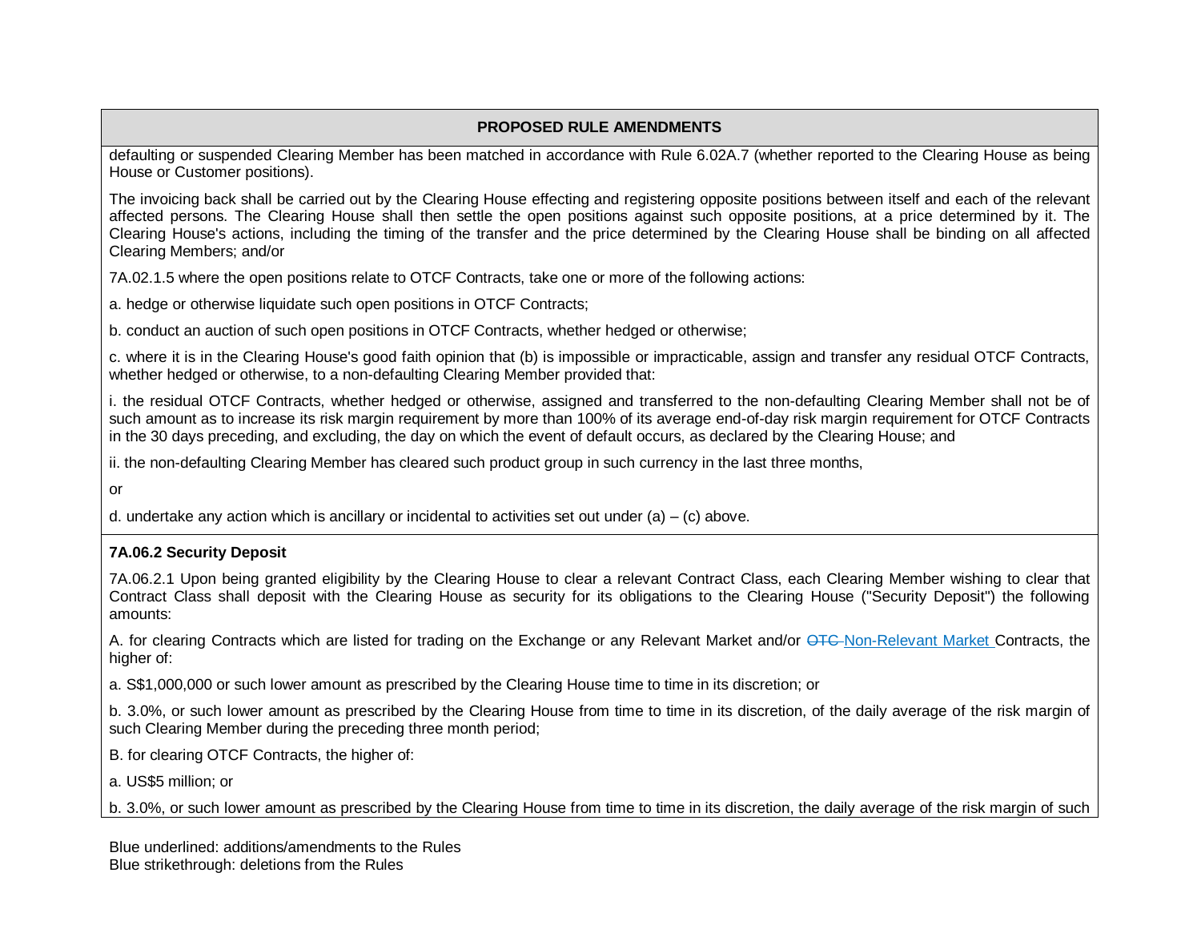**PROPOSED RULE AMENDMENTS**

defaulting or suspended Clearing Member has been matched in accordance with Rule 6.02A.7 (whether reported to the Clearing House as being House or Customer positions).

The invoicing back shall be carried out by the Clearing House effecting and registering opposite positions between itself and each of the relevant affected persons. The Clearing House shall then settle the open positions against such opposite positions, at a price determined by it. The Clearing House's actions, including the timing of the transfer and the price determined by the Clearing House shall be binding on all affected Clearing Members; and/or

7A.02.1.5 where the open positions relate to OTCF Contracts, take one or more of the following actions:

a. hedge or otherwise liquidate such open positions in OTCF Contracts;

b. conduct an auction of such open positions in OTCF Contracts, whether hedged or otherwise;

c. where it is in the Clearing House's good faith opinion that (b) is impossible or impracticable, assign and transfer any residual OTCF Contracts, whether hedged or otherwise, to a non-defaulting Clearing Member provided that:

i. the residual OTCF Contracts, whether hedged or otherwise, assigned and transferred to the non-defaulting Clearing Member shall not be of such amount as to increase its risk margin requirement by more than 100% of its average end-of-day risk margin requirement for OTCF Contracts in the 30 days preceding, and excluding, the day on which the event of default occurs, as declared by the Clearing House; and

ii. the non-defaulting Clearing Member has cleared such product group in such currency in the last three months,

or

d. undertake any action which is ancillary or incidental to activities set out under (a) – (c) above.

**7A.06.2 Security Deposit**

7A.06.2.1 Upon being granted eligibility by the Clearing House to clear a relevant Contract Class, each Clearing Member wishing to clear that Contract Class shall deposit with the Clearing House as security for its obligations to the Clearing House ("Security Deposit") the following amounts:

A. for clearing Contracts which are listed for trading on the Exchange or any Relevant Market and/or ~~OTC~~ Non-Relevant Market Contracts, the higher of:

a. S$1,000,000 or such lower amount as prescribed by the Clearing House time to time in its discretion; or

b. 3.0%, or such lower amount as prescribed by the Clearing House from time to time in its discretion, of the daily average of the risk margin of such Clearing Member during the preceding three month period;

B. for clearing OTCF Contracts, the higher of:

a. US$5 million; or

b. 3.0%, or such lower amount as prescribed by the Clearing House from time to time in its discretion, the daily average of the risk margin of such

Blue underlined: additions/amendments to the Rules
Blue strikethrough: deletions from the Rules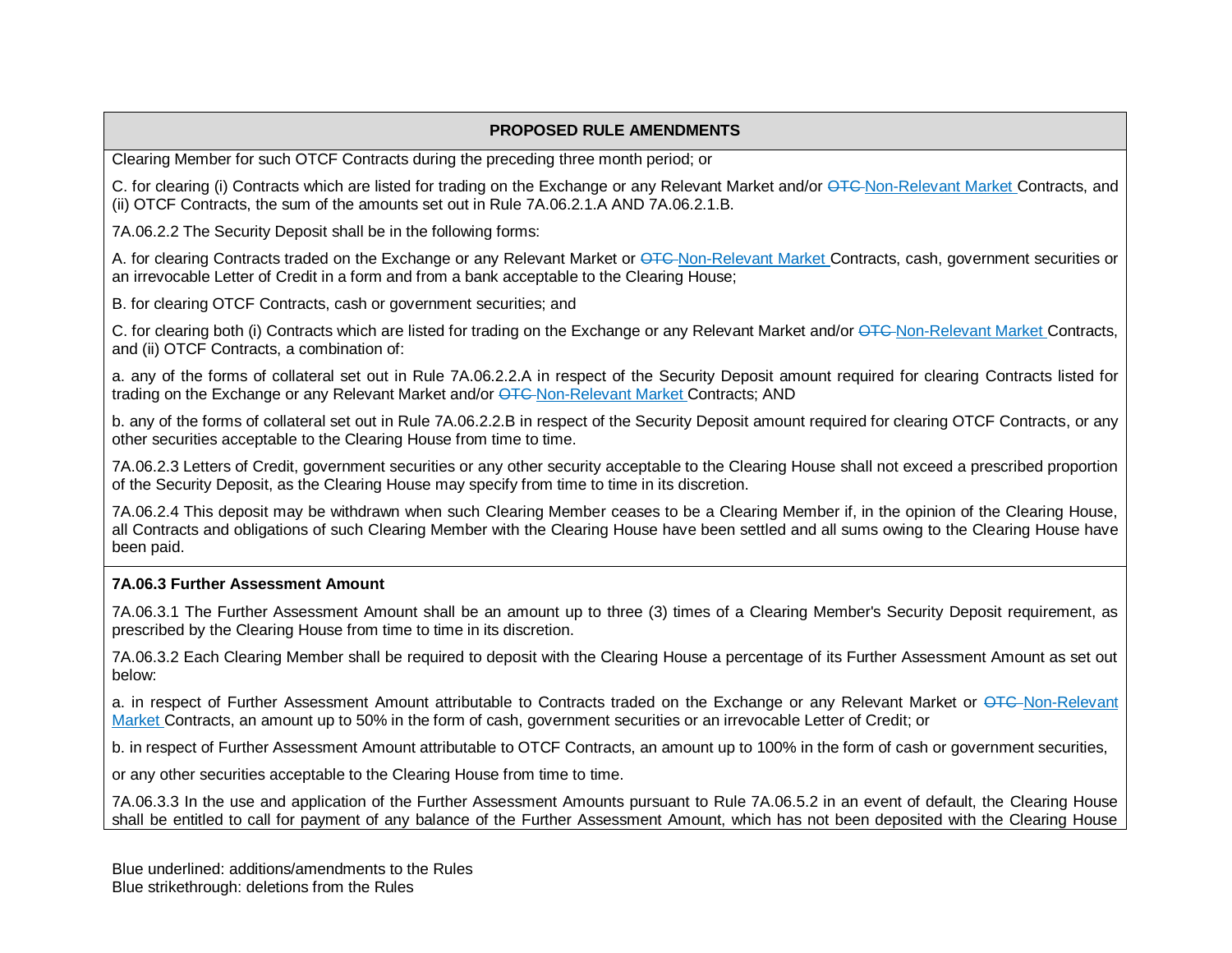**PROPOSED RULE AMENDMENTS**

Clearing Member for such OTCF Contracts during the preceding three month period; or

C. for clearing (i) Contracts which are listed for trading on the Exchange or any Relevant Market and/or ~~OTC~~ Non-Relevant Market Contracts, and (ii) OTCF Contracts, the sum of the amounts set out in Rule 7A.06.2.1.A AND 7A.06.2.1.B.

7A.06.2.2 The Security Deposit shall be in the following forms:

A. for clearing Contracts traded on the Exchange or any Relevant Market or ~~OTC~~ Non-Relevant Market Contracts, cash, government securities or an irrevocable Letter of Credit in a form and from a bank acceptable to the Clearing House;

B. for clearing OTCF Contracts, cash or government securities; and

C. for clearing both (i) Contracts which are listed for trading on the Exchange or any Relevant Market and/or ~~OTC~~ Non-Relevant Market Contracts, and (ii) OTCF Contracts, a combination of:

a. any of the forms of collateral set out in Rule 7A.06.2.2.A in respect of the Security Deposit amount required for clearing Contracts listed for trading on the Exchange or any Relevant Market and/or ~~OTC~~ Non-Relevant Market Contracts; AND

b. any of the forms of collateral set out in Rule 7A.06.2.2.B in respect of the Security Deposit amount required for clearing OTCF Contracts, or any other securities acceptable to the Clearing House from time to time.

7A.06.2.3 Letters of Credit, government securities or any other security acceptable to the Clearing House shall not exceed a prescribed proportion of the Security Deposit, as the Clearing House may specify from time to time in its discretion.

7A.06.2.4 This deposit may be withdrawn when such Clearing Member ceases to be a Clearing Member if, in the opinion of the Clearing House, all Contracts and obligations of such Clearing Member with the Clearing House have been settled and all sums owing to the Clearing House have been paid.

**7A.06.3 Further Assessment Amount**

7A.06.3.1 The Further Assessment Amount shall be an amount up to three (3) times of a Clearing Member's Security Deposit requirement, as prescribed by the Clearing House from time to time in its discretion.

7A.06.3.2 Each Clearing Member shall be required to deposit with the Clearing House a percentage of its Further Assessment Amount as set out below:

a. in respect of Further Assessment Amount attributable to Contracts traded on the Exchange or any Relevant Market or ~~OTC~~ Non-Relevant Market Contracts, an amount up to 50% in the form of cash, government securities or an irrevocable Letter of Credit; or

b. in respect of Further Assessment Amount attributable to OTCF Contracts, an amount up to 100% in the form of cash or government securities,

or any other securities acceptable to the Clearing House from time to time.

7A.06.3.3 In the use and application of the Further Assessment Amounts pursuant to Rule 7A.06.5.2 in an event of default, the Clearing House shall be entitled to call for payment of any balance of the Further Assessment Amount, which has not been deposited with the Clearing House

Blue underlined: additions/amendments to the Rules
Blue strikethrough: deletions from the Rules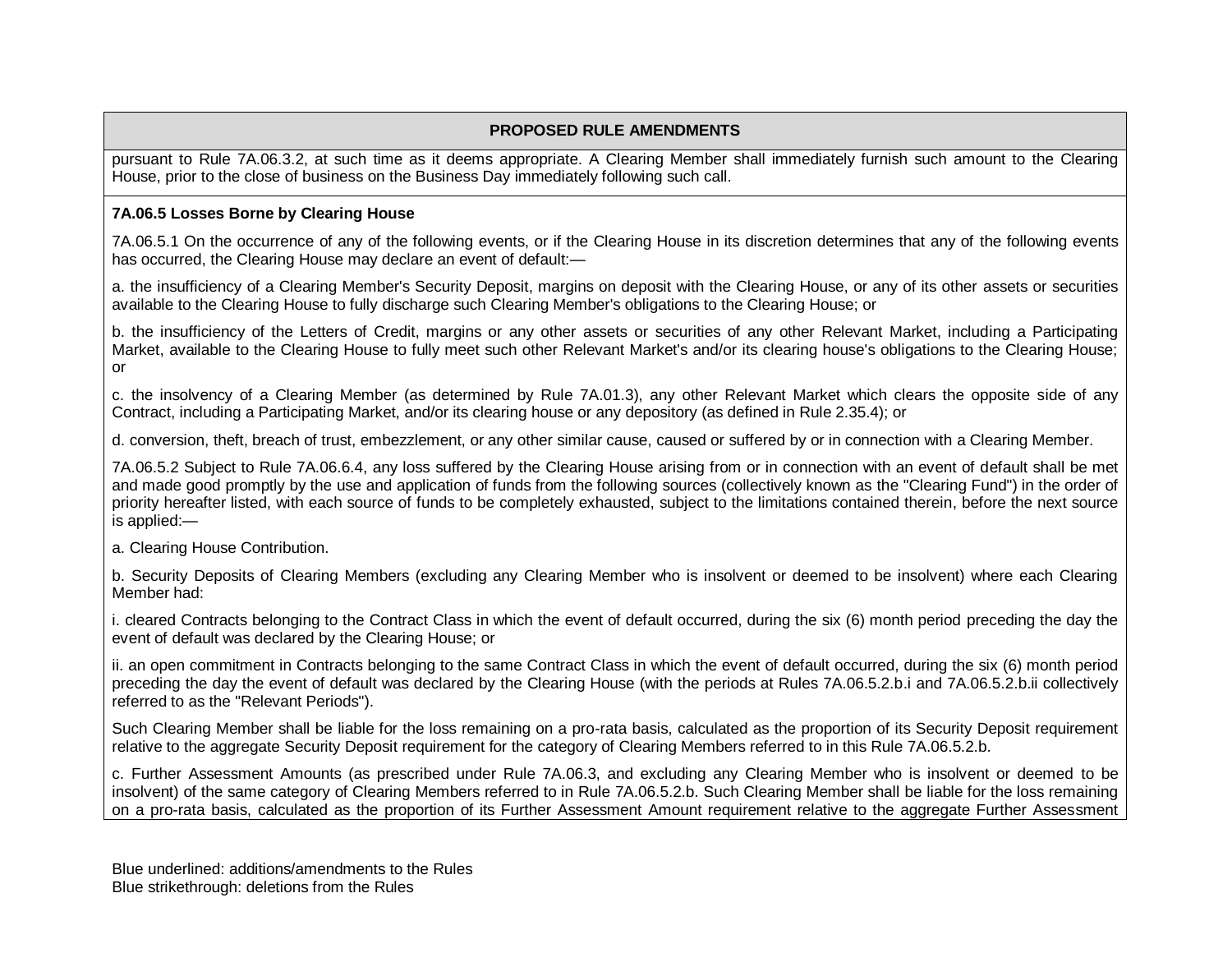**PROPOSED RULE AMENDMENTS**

pursuant to Rule 7A.06.3.2, at such time as it deems appropriate. A Clearing Member shall immediately furnish such amount to the Clearing House, prior to the close of business on the Business Day immediately following such call.

**7A.06.5 Losses Borne by Clearing House**

7A.06.5.1 On the occurrence of any of the following events, or if the Clearing House in its discretion determines that any of the following events has occurred, the Clearing House may declare an event of default:—

a. the insufficiency of a Clearing Member's Security Deposit, margins on deposit with the Clearing House, or any of its other assets or securities available to the Clearing House to fully discharge such Clearing Member's obligations to the Clearing House; or

b. the insufficiency of the Letters of Credit, margins or any other assets or securities of any other Relevant Market, including a Participating Market, available to the Clearing House to fully meet such other Relevant Market's and/or its clearing house's obligations to the Clearing House; or

c. the insolvency of a Clearing Member (as determined by Rule 7A.01.3), any other Relevant Market which clears the opposite side of any Contract, including a Participating Market, and/or its clearing house or any depository (as defined in Rule 2.35.4); or

d. conversion, theft, breach of trust, embezzlement, or any other similar cause, caused or suffered by or in connection with a Clearing Member.

7A.06.5.2 Subject to Rule 7A.06.6.4, any loss suffered by the Clearing House arising from or in connection with an event of default shall be met and made good promptly by the use and application of funds from the following sources (collectively known as the "Clearing Fund") in the order of priority hereafter listed, with each source of funds to be completely exhausted, subject to the limitations contained therein, before the next source is applied:—

a. Clearing House Contribution.

b. Security Deposits of Clearing Members (excluding any Clearing Member who is insolvent or deemed to be insolvent) where each Clearing Member had:

i. cleared Contracts belonging to the Contract Class in which the event of default occurred, during the six (6) month period preceding the day the event of default was declared by the Clearing House; or

ii. an open commitment in Contracts belonging to the same Contract Class in which the event of default occurred, during the six (6) month period preceding the day the event of default was declared by the Clearing House (with the periods at Rules 7A.06.5.2.b.i and 7A.06.5.2.b.ii collectively referred to as the "Relevant Periods").

Such Clearing Member shall be liable for the loss remaining on a pro-rata basis, calculated as the proportion of its Security Deposit requirement relative to the aggregate Security Deposit requirement for the category of Clearing Members referred to in this Rule 7A.06.5.2.b.

c. Further Assessment Amounts (as prescribed under Rule 7A.06.3, and excluding any Clearing Member who is insolvent or deemed to be insolvent) of the same category of Clearing Members referred to in Rule 7A.06.5.2.b. Such Clearing Member shall be liable for the loss remaining on a pro-rata basis, calculated as the proportion of its Further Assessment Amount requirement relative to the aggregate Further Assessment

Blue underlined: additions/amendments to the Rules
Blue strikethrough: deletions from the Rules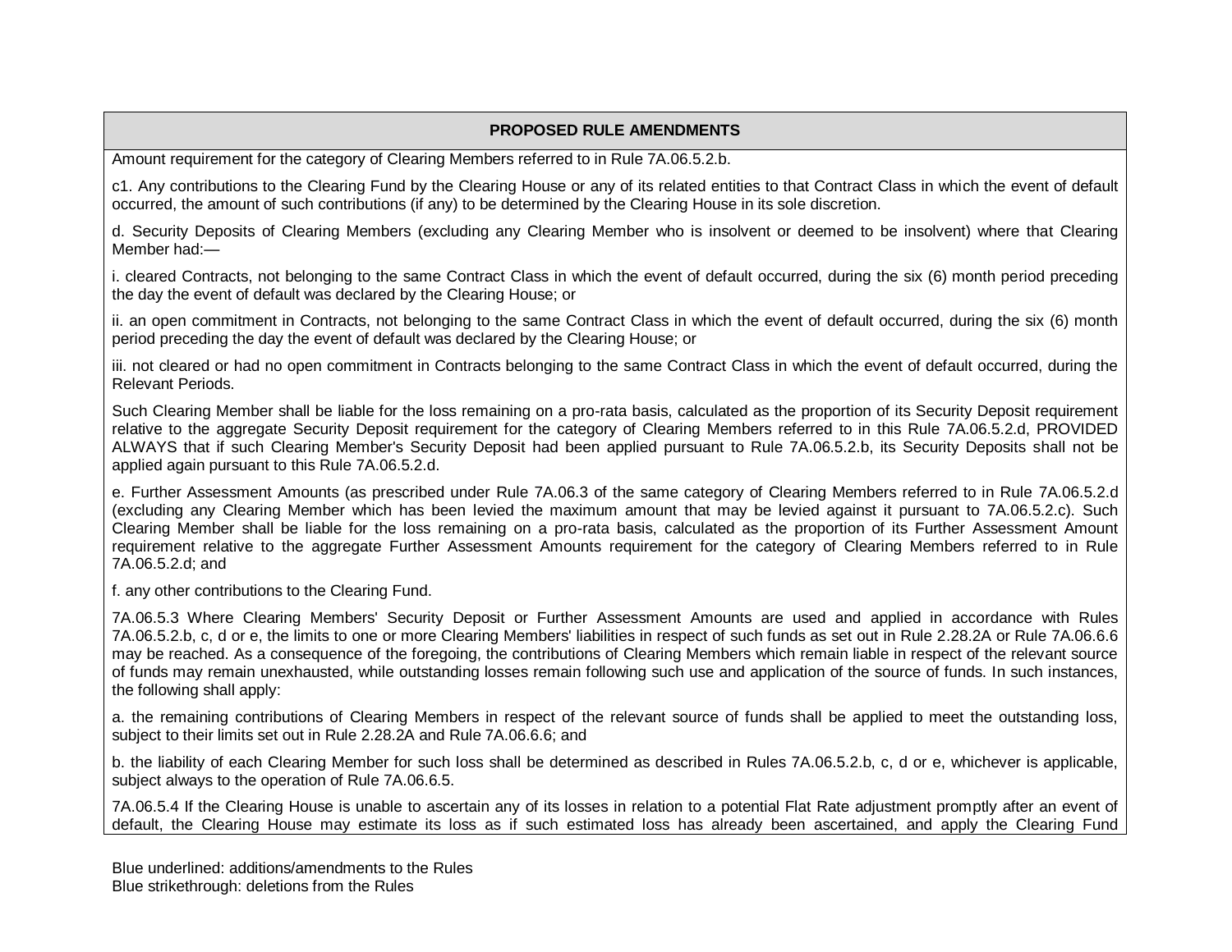**PROPOSED RULE AMENDMENTS**

Amount requirement for the category of Clearing Members referred to in Rule 7A.06.5.2.b.

c1. Any contributions to the Clearing Fund by the Clearing House or any of its related entities to that Contract Class in which the event of default occurred, the amount of such contributions (if any) to be determined by the Clearing House in its sole discretion.

d. Security Deposits of Clearing Members (excluding any Clearing Member who is insolvent or deemed to be insolvent) where that Clearing Member had:—

i. cleared Contracts, not belonging to the same Contract Class in which the event of default occurred, during the six (6) month period preceding the day the event of default was declared by the Clearing House; or

ii. an open commitment in Contracts, not belonging to the same Contract Class in which the event of default occurred, during the six (6) month period preceding the day the event of default was declared by the Clearing House; or

iii. not cleared or had no open commitment in Contracts belonging to the same Contract Class in which the event of default occurred, during the Relevant Periods.

Such Clearing Member shall be liable for the loss remaining on a pro-rata basis, calculated as the proportion of its Security Deposit requirement relative to the aggregate Security Deposit requirement for the category of Clearing Members referred to in this Rule 7A.06.5.2.d, PROVIDED ALWAYS that if such Clearing Member's Security Deposit had been applied pursuant to Rule 7A.06.5.2.b, its Security Deposits shall not be applied again pursuant to this Rule 7A.06.5.2.d.

e. Further Assessment Amounts (as prescribed under Rule 7A.06.3 of the same category of Clearing Members referred to in Rule 7A.06.5.2.d (excluding any Clearing Member which has been levied the maximum amount that may be levied against it pursuant to 7A.06.5.2.c). Such Clearing Member shall be liable for the loss remaining on a pro-rata basis, calculated as the proportion of its Further Assessment Amount requirement relative to the aggregate Further Assessment Amounts requirement for the category of Clearing Members referred to in Rule 7A.06.5.2.d; and

f. any other contributions to the Clearing Fund.

7A.06.5.3 Where Clearing Members' Security Deposit or Further Assessment Amounts are used and applied in accordance with Rules 7A.06.5.2.b, c, d or e, the limits to one or more Clearing Members' liabilities in respect of such funds as set out in Rule 2.28.2A or Rule 7A.06.6.6 may be reached. As a consequence of the foregoing, the contributions of Clearing Members which remain liable in respect of the relevant source of funds may remain unexhausted, while outstanding losses remain following such use and application of the source of funds. In such instances, the following shall apply:

a. the remaining contributions of Clearing Members in respect of the relevant source of funds shall be applied to meet the outstanding loss, subject to their limits set out in Rule 2.28.2A and Rule 7A.06.6.6; and

b. the liability of each Clearing Member for such loss shall be determined as described in Rules 7A.06.5.2.b, c, d or e, whichever is applicable, subject always to the operation of Rule 7A.06.6.5.

7A.06.5.4 If the Clearing House is unable to ascertain any of its losses in relation to a potential Flat Rate adjustment promptly after an event of default, the Clearing House may estimate its loss as if such estimated loss has already been ascertained, and apply the Clearing Fund

Blue underlined: additions/amendments to the Rules
Blue strikethrough: deletions from the Rules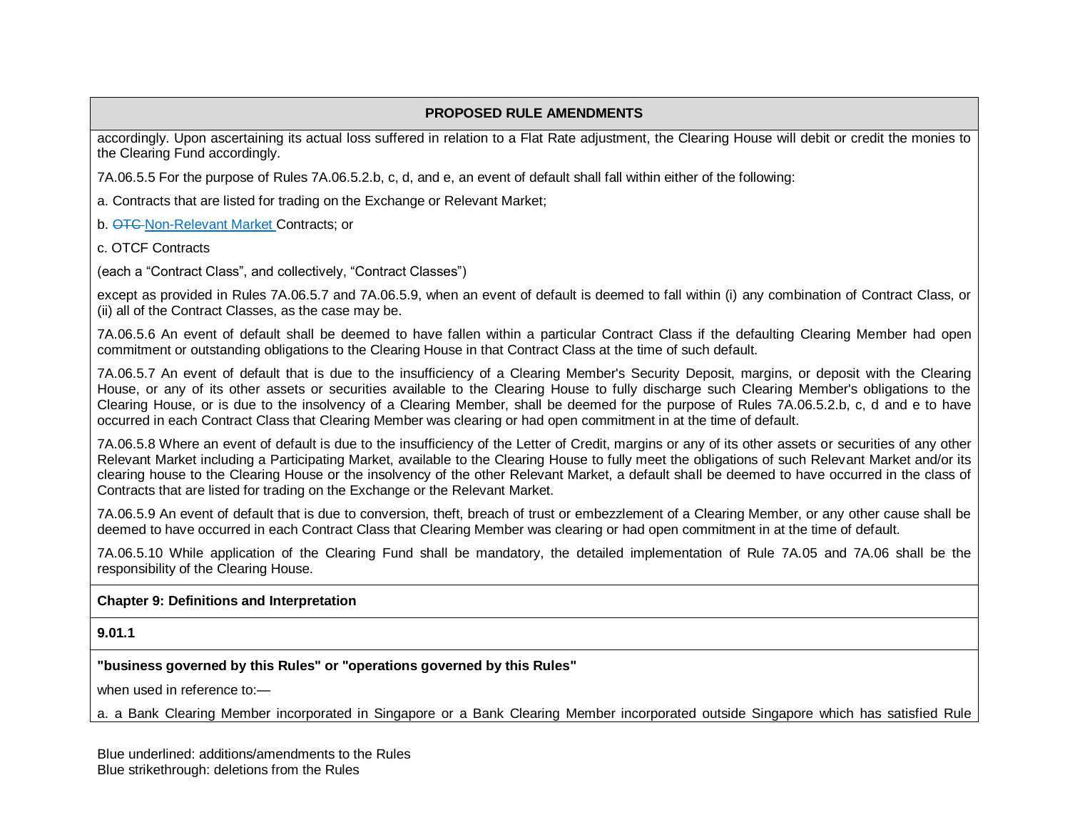**PROPOSED RULE AMENDMENTS**

accordingly. Upon ascertaining its actual loss suffered in relation to a Flat Rate adjustment, the Clearing House will debit or credit the monies to the Clearing Fund accordingly.

7A.06.5.5 For the purpose of Rules 7A.06.5.2.b, c, d, and e, an event of default shall fall within either of the following:

a. Contracts that are listed for trading on the Exchange or Relevant Market;

b. ~~OTC~~ Non-Relevant Market Contracts; or

c. OTCF Contracts

(each a "Contract Class", and collectively, "Contract Classes")

except as provided in Rules 7A.06.5.7 and 7A.06.5.9, when an event of default is deemed to fall within (i) any combination of Contract Class, or (ii) all of the Contract Classes, as the case may be.

7A.06.5.6 An event of default shall be deemed to have fallen within a particular Contract Class if the defaulting Clearing Member had open commitment or outstanding obligations to the Clearing House in that Contract Class at the time of such default.

7A.06.5.7 An event of default that is due to the insufficiency of a Clearing Member's Security Deposit, margins, or deposit with the Clearing House, or any of its other assets or securities available to the Clearing House to fully discharge such Clearing Member's obligations to the Clearing House, or is due to the insolvency of a Clearing Member, shall be deemed for the purpose of Rules 7A.06.5.2.b, c, d and e to have occurred in each Contract Class that Clearing Member was clearing or had open commitment in at the time of default.

7A.06.5.8 Where an event of default is due to the insufficiency of the Letter of Credit, margins or any of its other assets or securities of any other Relevant Market including a Participating Market, available to the Clearing House to fully meet the obligations of such Relevant Market and/or its clearing house to the Clearing House or the insolvency of the other Relevant Market, a default shall be deemed to have occurred in the class of Contracts that are listed for trading on the Exchange or the Relevant Market.

7A.06.5.9 An event of default that is due to conversion, theft, breach of trust or embezzlement of a Clearing Member, or any other cause shall be deemed to have occurred in each Contract Class that Clearing Member was clearing or had open commitment in at the time of default.

7A.06.5.10 While application of the Clearing Fund shall be mandatory, the detailed implementation of Rule 7A.05 and 7A.06 shall be the responsibility of the Clearing House.

**Chapter 9: Definitions and Interpretation**

**9.01.1**

**"business governed by this Rules" or "operations governed by this Rules"**

when used in reference to:—

a. a Bank Clearing Member incorporated in Singapore or a Bank Clearing Member incorporated outside Singapore which has satisfied Rule

Blue underlined: additions/amendments to the Rules
Blue strikethrough: deletions from the Rules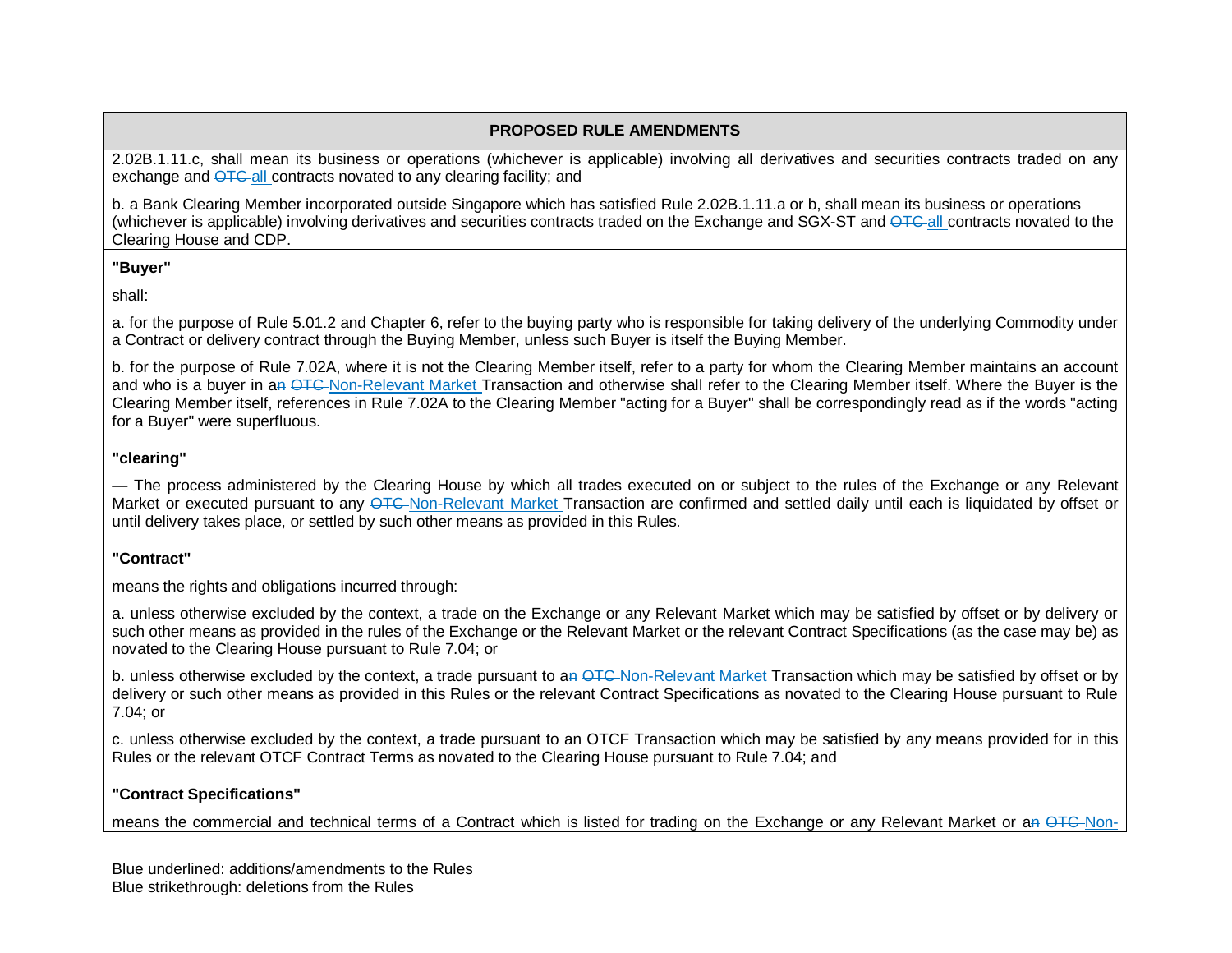| PROPOSED RULE AMENDMENTS |
|---|
| 2.02B.1.11.c, shall mean its business or operations (whichever is applicable) involving all derivatives and securities contracts traded on any exchange and ~~OTC~~ <u>all</u> contracts novated to any clearing facility; and<br><br>b. a Bank Clearing Member incorporated outside Singapore which has satisfied Rule 2.02B.1.11.a or b, shall mean its business or operations (whichever is applicable) involving derivatives and securities contracts traded on the Exchange and SGX-ST and ~~OTC~~ <u>all</u> contracts novated to the Clearing House and CDP. |
| **"Buyer"**<br><br>shall:<br><br>a. for the purpose of Rule 5.01.2 and Chapter 6, refer to the buying party who is responsible for taking delivery of the underlying Commodity under a Contract or delivery contract through the Buying Member, unless such Buyer is itself the Buying Member.<br><br>b. for the purpose of Rule 7.02A, where it is not the Clearing Member itself, refer to a party for whom the Clearing Member maintains an account and who is a buyer in a~~n~~ ~~OTC~~ <u>Non-Relevant Market</u> Transaction and otherwise shall refer to the Clearing Member itself. Where the Buyer is the Clearing Member itself, references in Rule 7.02A to the Clearing Member "acting for a Buyer" shall be correspondingly read as if the words "acting for a Buyer" were superfluous. |
| **"clearing"**<br><br>— The process administered by the Clearing House by which all trades executed on or subject to the rules of the Exchange or any Relevant Market or executed pursuant to any ~~OTC~~ <u>Non-Relevant Market</u> Transaction are confirmed and settled daily until each is liquidated by offset or until delivery takes place, or settled by such other means as provided in this Rules. |
| **"Contract"**<br><br>means the rights and obligations incurred through:<br><br>a. unless otherwise excluded by the context, a trade on the Exchange or any Relevant Market which may be satisfied by offset or by delivery or such other means as provided in the rules of the Exchange or the Relevant Market or the relevant Contract Specifications (as the case may be) as novated to the Clearing House pursuant to Rule 7.04; or<br><br>b. unless otherwise excluded by the context, a trade pursuant to a~~n~~ ~~OTC~~ <u>Non-Relevant Market</u> Transaction which may be satisfied by offset or by delivery or such other means as provided in this Rules or the relevant Contract Specifications as novated to the Clearing House pursuant to Rule 7.04; or<br><br>c. unless otherwise excluded by the context, a trade pursuant to an OTCF Transaction which may be satisfied by any means provided for in this Rules or the relevant OTCF Contract Terms as novated to the Clearing House pursuant to Rule 7.04; and |
| **"Contract Specifications"**<br><br>means the commercial and technical terms of a Contract which is listed for trading on the Exchange or any Relevant Market or a~~n~~ ~~OTC~~ <u>Non-</u> |

Blue underlined: additions/amendments to the Rules
Blue strikethrough: deletions from the Rules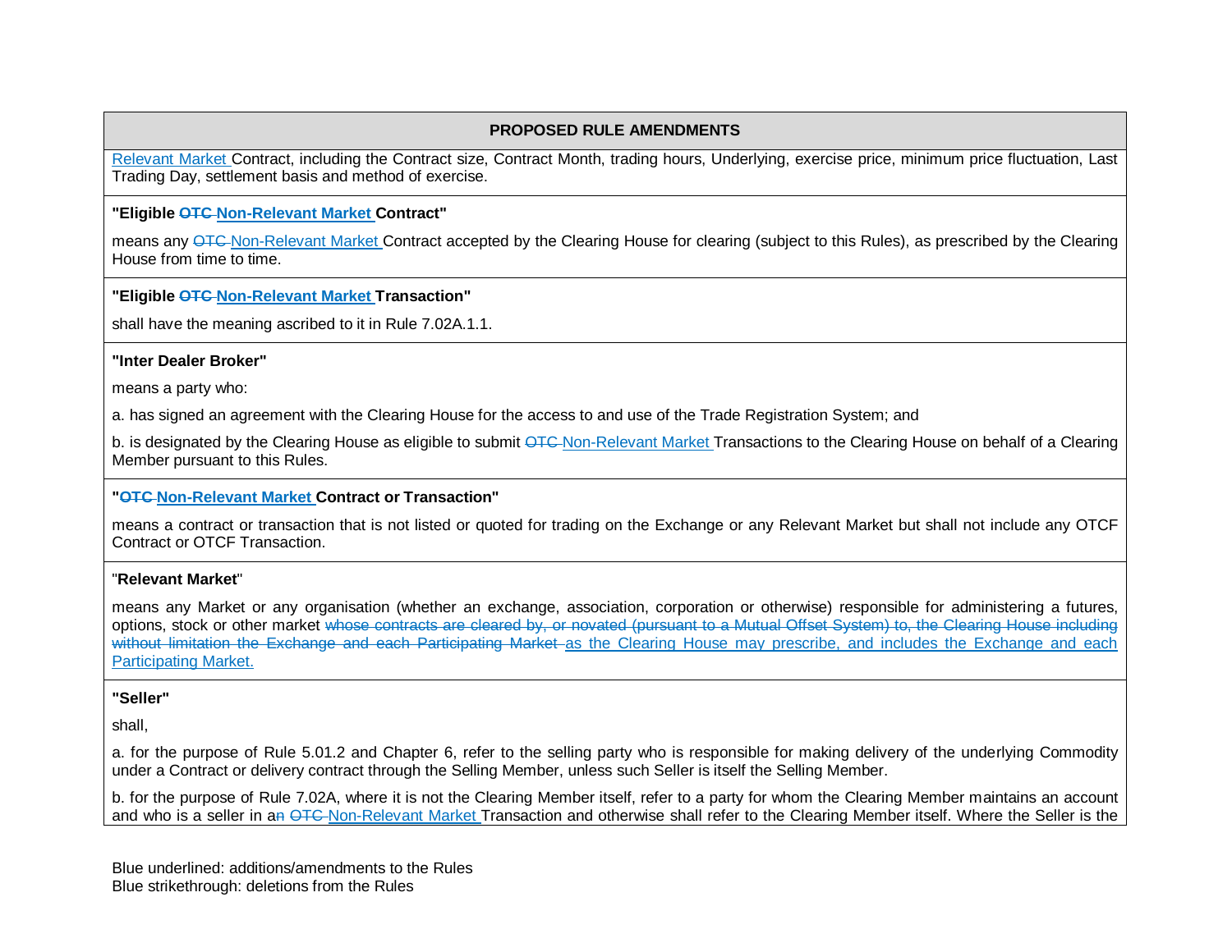| PROPOSED RULE AMENDMENTS |
|---|
| <u>Relevant Market</u> Contract, including the Contract size, Contract Month, trading hours, Underlying, exercise price, minimum price fluctuation, Last Trading Day, settlement basis and method of exercise. |
| **"Eligible ~~OTC~~ <u>Non-Relevant Market</u> Contract"**<br><br>means any ~~OTC~~ <u>Non-Relevant Market</u> Contract accepted by the Clearing House for clearing (subject to this Rules), as prescribed by the Clearing House from time to time. |
| **"Eligible ~~OTC~~ <u>Non-Relevant Market</u> Transaction"**<br><br>shall have the meaning ascribed to it in Rule 7.02A.1.1. |
| **"Inter Dealer Broker"**<br><br>means a party who:<br><br>a. has signed an agreement with the Clearing House for the access to and use of the Trade Registration System; and<br><br>b. is designated by the Clearing House as eligible to submit ~~OTC~~ <u>Non-Relevant Market</u> Transactions to the Clearing House on behalf of a Clearing Member pursuant to this Rules. |
| **"~~OTC~~ <u>Non-Relevant Market</u> Contract or Transaction"**<br><br>means a contract or transaction that is not listed or quoted for trading on the Exchange or any Relevant Market but shall not include any OTCF Contract or OTCF Transaction. |
| "**Relevant Market**"<br><br>means any Market or any organisation (whether an exchange, association, corporation or otherwise) responsible for administering a futures, options, stock or other market ~~whose contracts are cleared by, or novated (pursuant to a Mutual Offset System) to, the Clearing House including without limitation the Exchange and each Participating Market~~ <u>as the Clearing House may prescribe, and includes the Exchange and each Participating Market.</u> |
| **"Seller"**<br><br>shall,<br><br>a. for the purpose of Rule 5.01.2 and Chapter 6, refer to the selling party who is responsible for making delivery of the underlying Commodity under a Contract or delivery contract through the Selling Member, unless such Seller is itself the Selling Member.<br><br>b. for the purpose of Rule 7.02A, where it is not the Clearing Member itself, refer to a party for whom the Clearing Member maintains an account and who is a seller in a~~n~~ ~~OTC~~ <u>Non-Relevant Market</u> Transaction and otherwise shall refer to the Clearing Member itself. Where the Seller is the |

Blue underlined: additions/amendments to the Rules
Blue strikethrough: deletions from the Rules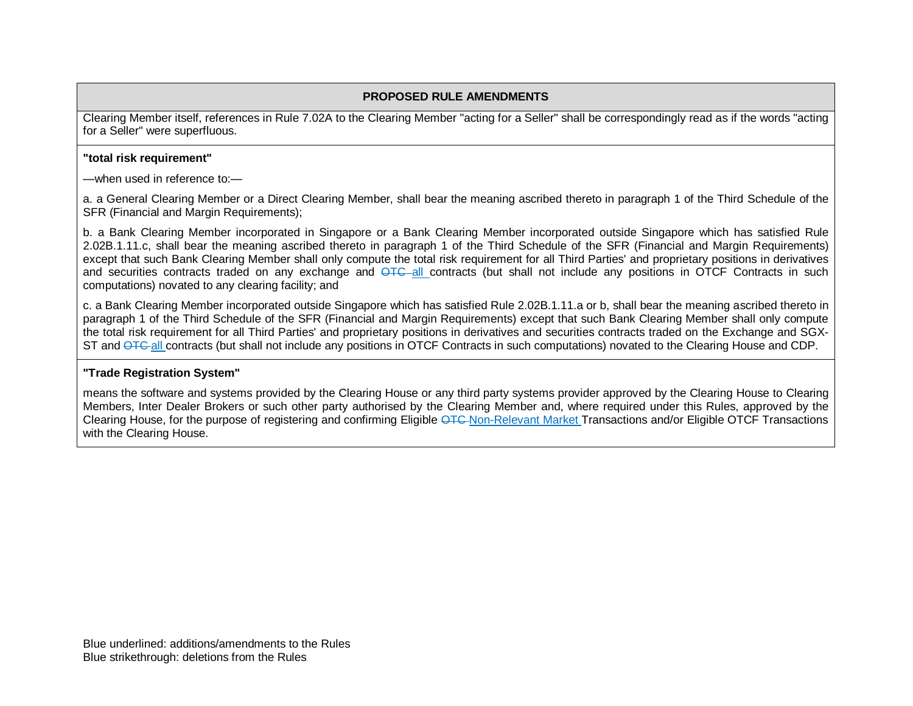**PROPOSED RULE AMENDMENTS**

Clearing Member itself, references in Rule 7.02A to the Clearing Member "acting for a Seller" shall be correspondingly read as if the words "acting for a Seller" were superfluous.

**"total risk requirement"**

—when used in reference to:—

a. a General Clearing Member or a Direct Clearing Member, shall bear the meaning ascribed thereto in paragraph 1 of the Third Schedule of the SFR (Financial and Margin Requirements);

b. a Bank Clearing Member incorporated in Singapore or a Bank Clearing Member incorporated outside Singapore which has satisfied Rule 2.02B.1.11.c, shall bear the meaning ascribed thereto in paragraph 1 of the Third Schedule of the SFR (Financial and Margin Requirements) except that such Bank Clearing Member shall only compute the total risk requirement for all Third Parties' and proprietary positions in derivatives and securities contracts traded on any exchange and ~~OTC~~ <u>all</u> contracts (but shall not include any positions in OTCF Contracts in such computations) novated to any clearing facility; and

c. a Bank Clearing Member incorporated outside Singapore which has satisfied Rule 2.02B.1.11.a or b, shall bear the meaning ascribed thereto in paragraph 1 of the Third Schedule of the SFR (Financial and Margin Requirements) except that such Bank Clearing Member shall only compute the total risk requirement for all Third Parties' and proprietary positions in derivatives and securities contracts traded on the Exchange and SGX-ST and ~~OTC~~ <u>all</u> contracts (but shall not include any positions in OTCF Contracts in such computations) novated to the Clearing House and CDP.

**"Trade Registration System"**

means the software and systems provided by the Clearing House or any third party systems provider approved by the Clearing House to Clearing Members, Inter Dealer Brokers or such other party authorised by the Clearing Member and, where required under this Rules, approved by the Clearing House, for the purpose of registering and confirming Eligible ~~OTC~~ <u>Non-Relevant Market</u> Transactions and/or Eligible OTCF Transactions with the Clearing House.

Blue underlined: additions/amendments to the Rules
Blue strikethrough: deletions from the Rules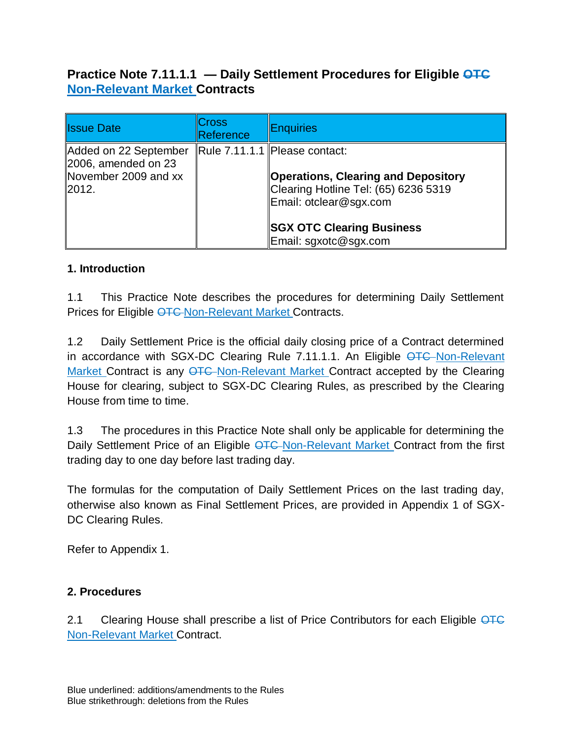## Practice Note 7.11.1.1 — Daily Settlement Procedures for Eligible ~~OTC~~ Non-Relevant Market Contracts

| Issue Date | Cross Reference | Enquiries |
|---|---|---|
| Added on 22 September 2006, amended on 23 November 2009 and xx 2012. | Rule 7.11.1.1 | Please contact:<br><br>**Operations, Clearing and Depository**<br>Clearing Hotline Tel: (65) 6236 5319<br>Email: otclear@sgx.com<br><br>**SGX OTC Clearing Business**<br>Email: sgxotc@sgx.com |

**1. Introduction**

1.1 This Practice Note describes the procedures for determining Daily Settlement Prices for Eligible ~~OTC~~ Non-Relevant Market Contracts.

1.2 Daily Settlement Price is the official daily closing price of a Contract determined in accordance with SGX-DC Clearing Rule 7.11.1.1. An Eligible ~~OTC~~ Non-Relevant Market Contract is any ~~OTC~~ Non-Relevant Market Contract accepted by the Clearing House for clearing, subject to SGX-DC Clearing Rules, as prescribed by the Clearing House from time to time.

1.3 The procedures in this Practice Note shall only be applicable for determining the Daily Settlement Price of an Eligible ~~OTC~~ Non-Relevant Market Contract from the first trading day to one day before last trading day.

The formulas for the computation of Daily Settlement Prices on the last trading day, otherwise also known as Final Settlement Prices, are provided in Appendix 1 of SGX-DC Clearing Rules.

Refer to Appendix 1.

**2. Procedures**

2.1 Clearing House shall prescribe a list of Price Contributors for each Eligible ~~OTC~~ Non-Relevant Market Contract.

Blue underlined: additions/amendments to the Rules
Blue strikethrough: deletions from the Rules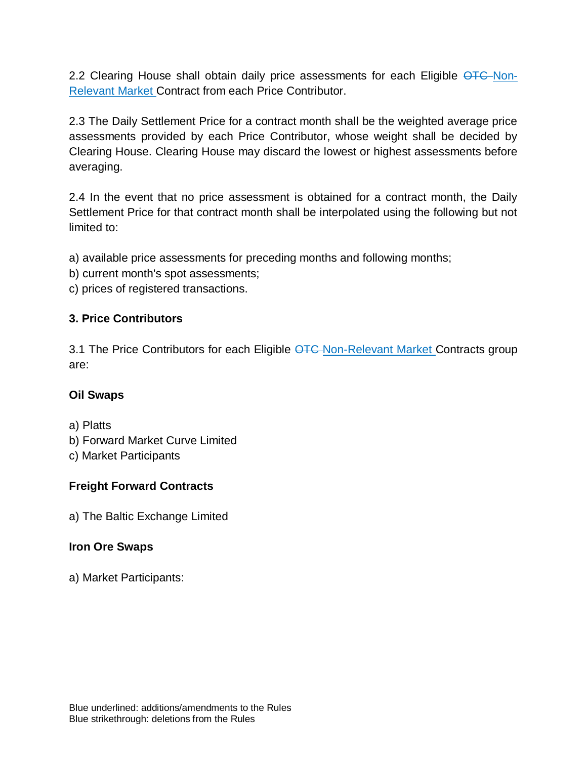2.2 Clearing House shall obtain daily price assessments for each Eligible ~~OTC~~ <u>Non-Relevant Market</u> Contract from each Price Contributor.

2.3 The Daily Settlement Price for a contract month shall be the weighted average price assessments provided by each Price Contributor, whose weight shall be decided by Clearing House. Clearing House may discard the lowest or highest assessments before averaging.

2.4 In the event that no price assessment is obtained for a contract month, the Daily Settlement Price for that contract month shall be interpolated using the following but not limited to:

a) available price assessments for preceding months and following months;
b) current month's spot assessments;
c) prices of registered transactions.

**3. Price Contributors**

3.1 The Price Contributors for each Eligible ~~OTC~~ <u>Non-Relevant Market</u> Contracts group are:

**Oil Swaps**

a) Platts
b) Forward Market Curve Limited
c) Market Participants

**Freight Forward Contracts**

a) The Baltic Exchange Limited

**Iron Ore Swaps**

a) Market Participants:

Blue underlined: additions/amendments to the Rules
Blue strikethrough: deletions from the Rules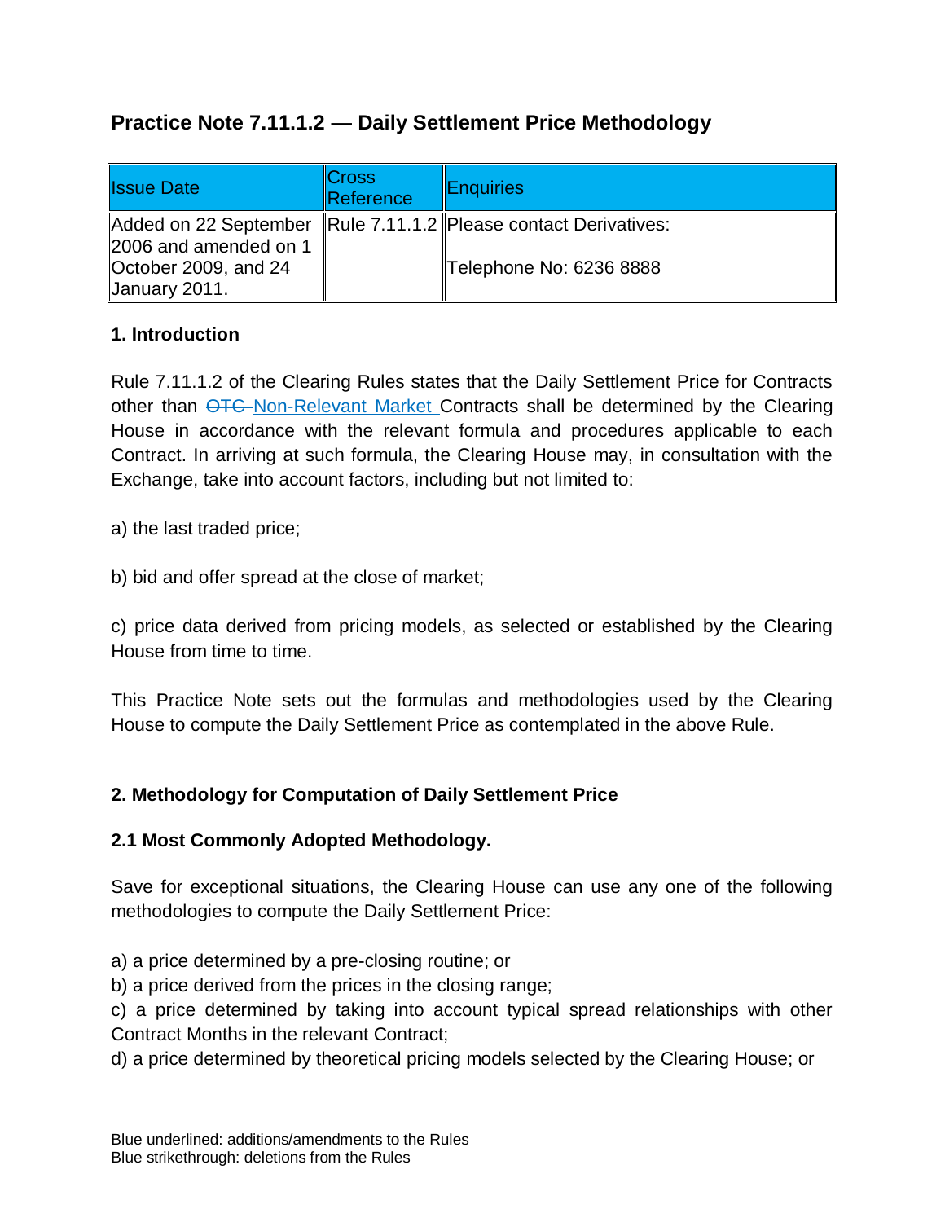## Practice Note 7.11.1.2 — Daily Settlement Price Methodology

| Issue Date | Cross Reference | Enquiries |
|---|---|---|
| Added on 22 September 2006 and amended on 1 October 2009, and 24 January 2011. | Rule 7.11.1.2 | Please contact Derivatives:<br><br>Telephone No: 6236 8888 |

**1. Introduction**

Rule 7.11.1.2 of the Clearing Rules states that the Daily Settlement Price for Contracts other than ~~OTC~~ Non-Relevant Market Contracts shall be determined by the Clearing House in accordance with the relevant formula and procedures applicable to each Contract. In arriving at such formula, the Clearing House may, in consultation with the Exchange, take into account factors, including but not limited to:

a) the last traded price;

b) bid and offer spread at the close of market;

c) price data derived from pricing models, as selected or established by the Clearing House from time to time.

This Practice Note sets out the formulas and methodologies used by the Clearing House to compute the Daily Settlement Price as contemplated in the above Rule.

**2. Methodology for Computation of Daily Settlement Price**

**2.1 Most Commonly Adopted Methodology.**

Save for exceptional situations, the Clearing House can use any one of the following methodologies to compute the Daily Settlement Price:

a) a price determined by a pre-closing routine; or
b) a price derived from the prices in the closing range;
c) a price determined by taking into account typical spread relationships with other Contract Months in the relevant Contract;
d) a price determined by theoretical pricing models selected by the Clearing House; or

Blue underlined: additions/amendments to the Rules
Blue strikethrough: deletions from the Rules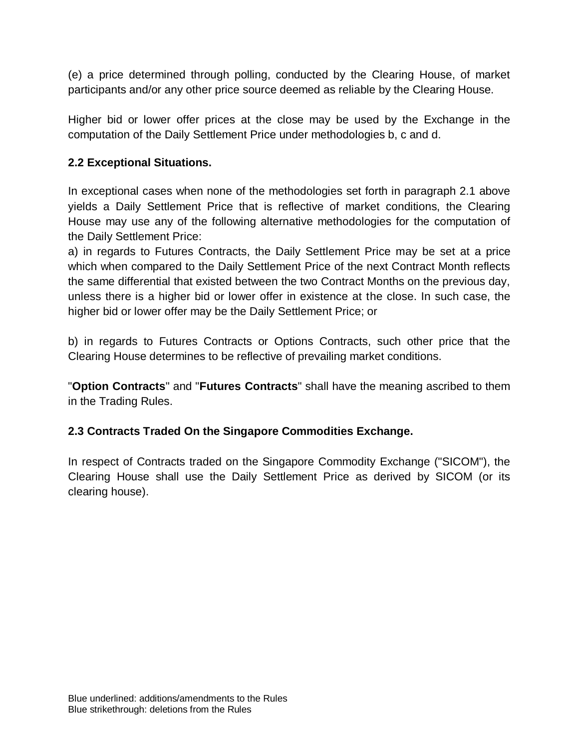(e) a price determined through polling, conducted by the Clearing House, of market participants and/or any other price source deemed as reliable by the Clearing House.

Higher bid or lower offer prices at the close may be used by the Exchange in the computation of the Daily Settlement Price under methodologies b, c and d.

**2.2 Exceptional Situations.**

In exceptional cases when none of the methodologies set forth in paragraph 2.1 above yields a Daily Settlement Price that is reflective of market conditions, the Clearing House may use any of the following alternative methodologies for the computation of the Daily Settlement Price:

a) in regards to Futures Contracts, the Daily Settlement Price may be set at a price which when compared to the Daily Settlement Price of the next Contract Month reflects the same differential that existed between the two Contract Months on the previous day, unless there is a higher bid or lower offer in existence at the close. In such case, the higher bid or lower offer may be the Daily Settlement Price; or

b) in regards to Futures Contracts or Options Contracts, such other price that the Clearing House determines to be reflective of prevailing market conditions.

"**Option Contracts**" and "**Futures Contracts**" shall have the meaning ascribed to them in the Trading Rules.

**2.3 Contracts Traded On the Singapore Commodities Exchange.**

In respect of Contracts traded on the Singapore Commodity Exchange ("SICOM"), the Clearing House shall use the Daily Settlement Price as derived by SICOM (or its clearing house).

Blue underlined: additions/amendments to the Rules
Blue strikethrough: deletions from the Rules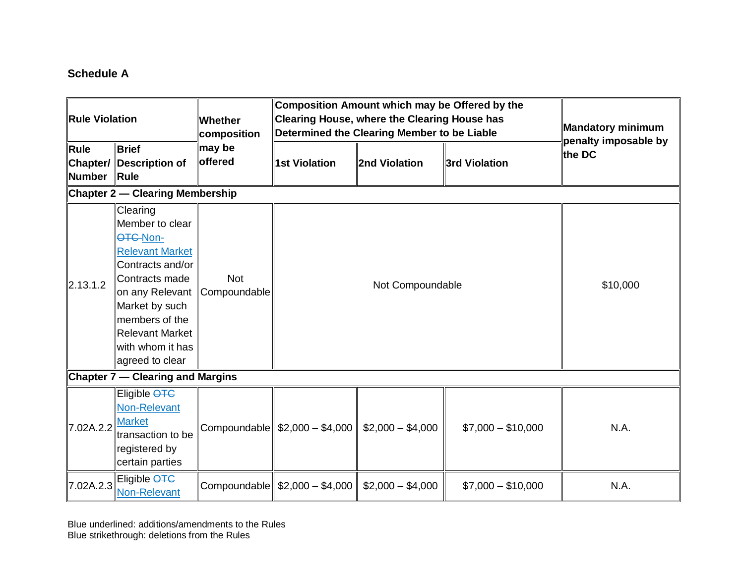**Schedule A**

| Rule Violation | | Whether composition may be offered | Composition Amount which may be Offered by the Clearing House, where the Clearing House has Determined the Clearing Member to be Liable | | | Mandatory minimum penalty imposable by the DC |
|---|---|---|---|---|---|---|
| Rule Chapter/ Number | Brief Description of Rule | | 1st Violation | 2nd Violation | 3rd Violation | |
| **Chapter 2 — Clearing Membership** | | | | | | |
| 2.13.1.2 | Clearing Member to clear ~~OTC~~ Non-Relevant Market Contracts and/or Contracts made on any Relevant Market by such members of the Relevant Market with whom it has agreed to clear | Not Compoundable | Not Compoundable | | | $10,000 |
| **Chapter 7 — Clearing and Margins** | | | | | | |
| 7.02A.2.2 | Eligible ~~OTC~~ Non-Relevant Market transaction to be registered by certain parties | Compoundable | $2,000 – $4,000 | $2,000 – $4,000 | $7,000 – $10,000 | N.A. |
| 7.02A.2.3 | Eligible ~~OTC~~ Non-Relevant | Compoundable | $2,000 – $4,000 | $2,000 – $4,000 | $7,000 – $10,000 | N.A. |

Blue underlined: additions/amendments to the Rules
Blue strikethrough: deletions from the Rules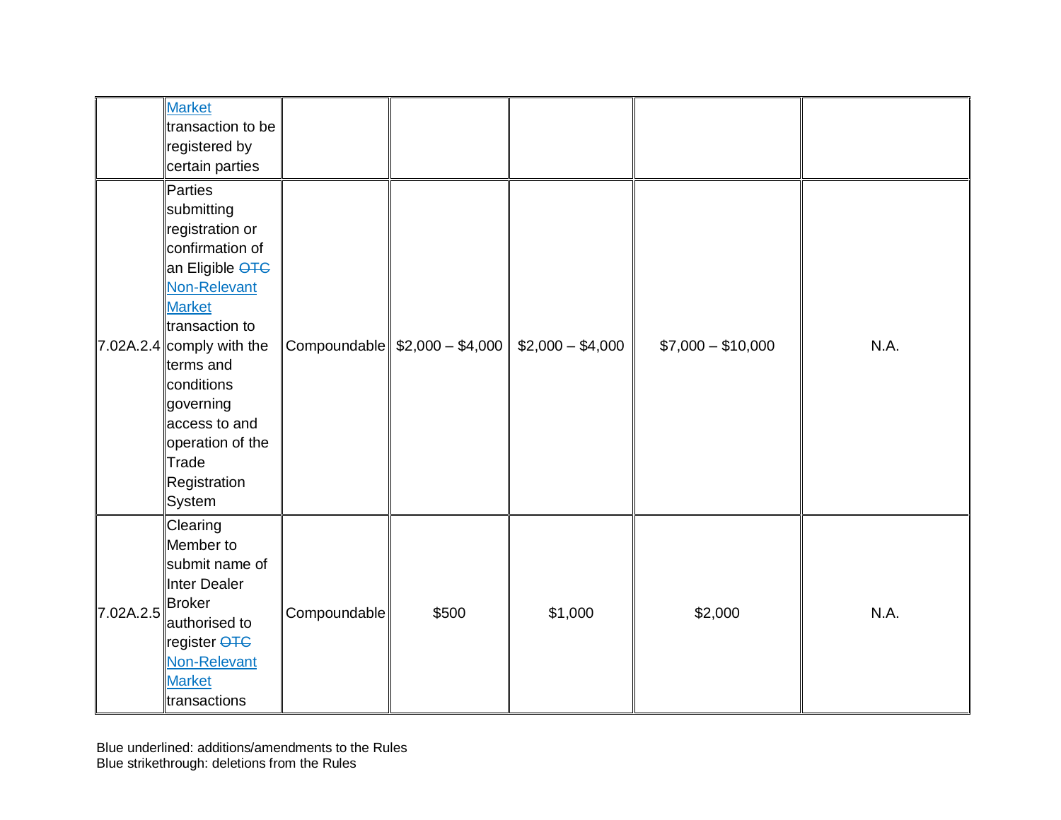| | | | | | | |
|---|---|---|---|---|---|---|
| | <u>Market</u> transaction to be registered by certain parties | | | | | |
| 7.02A.2.4 | Parties submitting registration or confirmation of an Eligible ~~OTC~~ <u>Non-Relevant Market</u> transaction to comply with the terms and conditions governing access to and operation of the Trade Registration System | Compoundable | \$2,000 – \$4,000 | \$2,000 – \$4,000 | \$7,000 – \$10,000 | N.A. |
| 7.02A.2.5 | Clearing Member to submit name of Inter Dealer Broker authorised to register ~~OTC~~ <u>Non-Relevant Market</u> transactions | Compoundable | \$500 | \$1,000 | \$2,000 | N.A. |

Blue underlined: additions/amendments to the Rules
Blue strikethrough: deletions from the Rules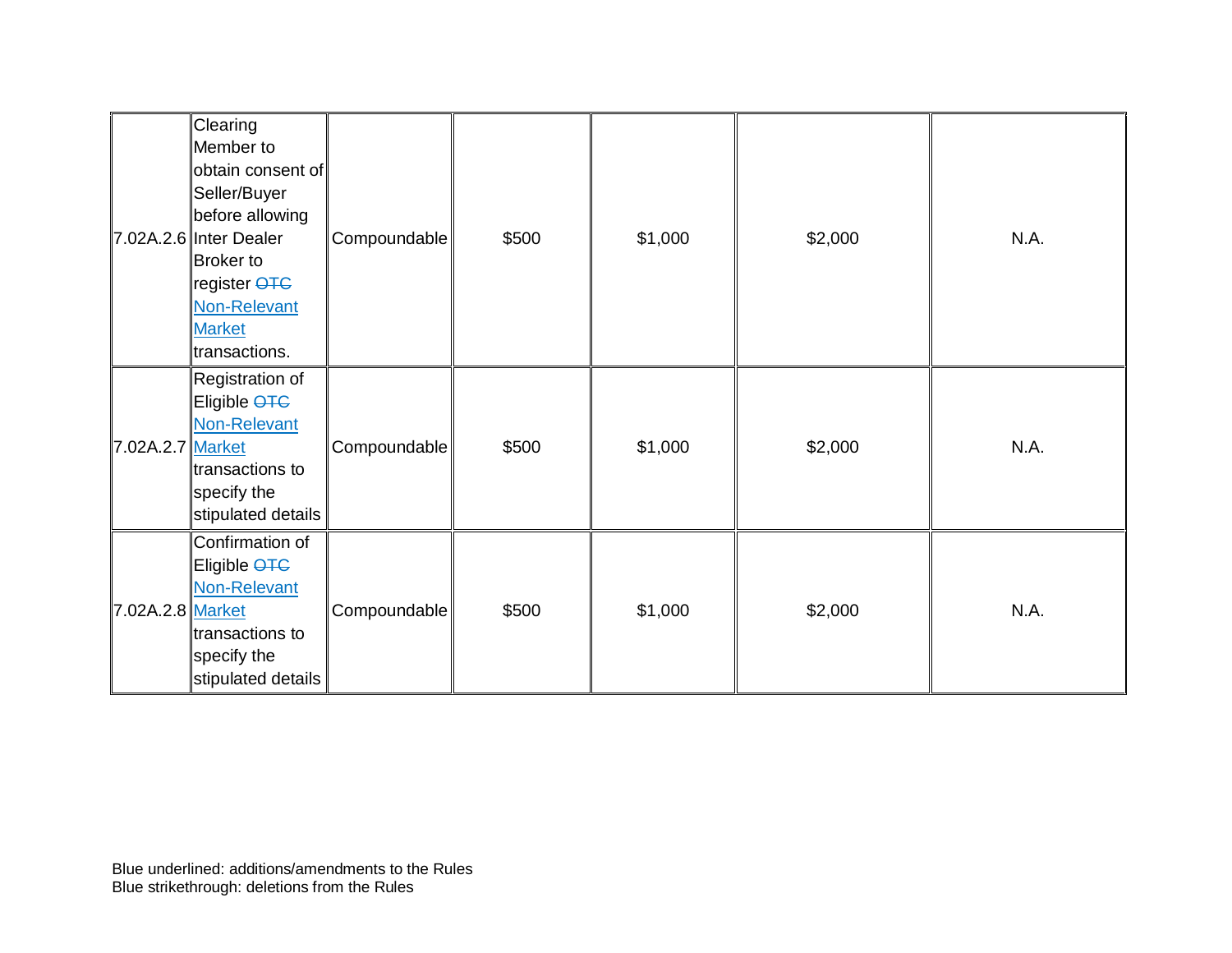| | | | | | | |
|---|---|---|---|---|---|---|
| 7.02A.2.6 | Clearing Member to obtain consent of Seller/Buyer before allowing Inter Dealer Broker to register ~~OTC~~ <u>Non-Relevant Market</u> transactions. | Compoundable | $500 | $1,000 | $2,000 | N.A. |
| 7.02A.2.7 | Registration of Eligible ~~OTC~~ <u>Non-Relevant Market</u> transactions to specify the stipulated details | Compoundable | $500 | $1,000 | $2,000 | N.A. |
| 7.02A.2.8 | Confirmation of Eligible ~~OTC~~ <u>Non-Relevant Market</u> transactions to specify the stipulated details | Compoundable | $500 | $1,000 | $2,000 | N.A. |

Blue underlined: additions/amendments to the Rules
Blue strikethrough: deletions from the Rules